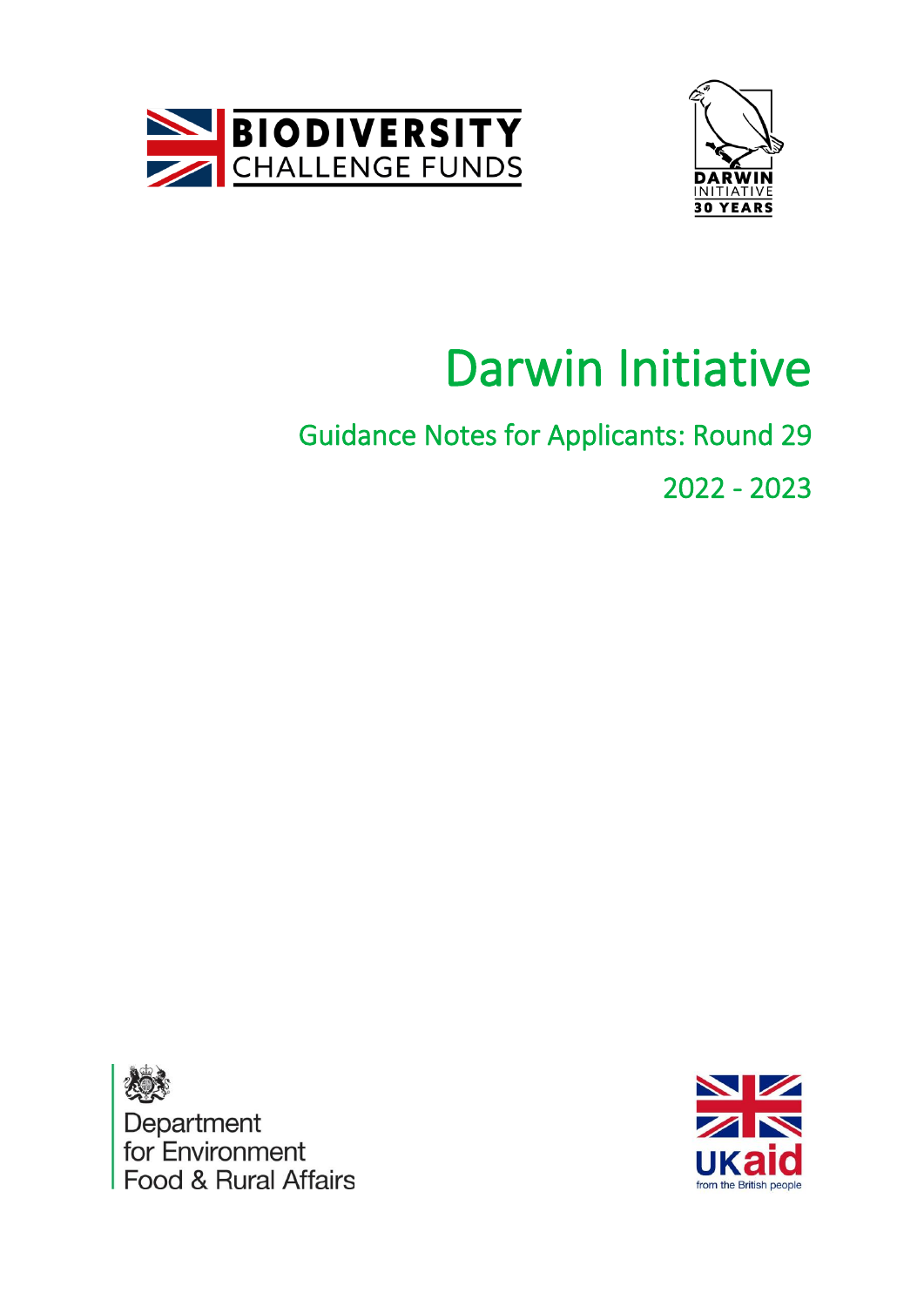BIODIVERSITY CHALLENGE FUNDS

DARWIN INITIATIVE 30 YEARS

# Darwin Initiative

## Guidance Notes for Applicants: Round 29

## 2022 - 2023

Department for Environment Food & Rural Affairs

UKaid from the British people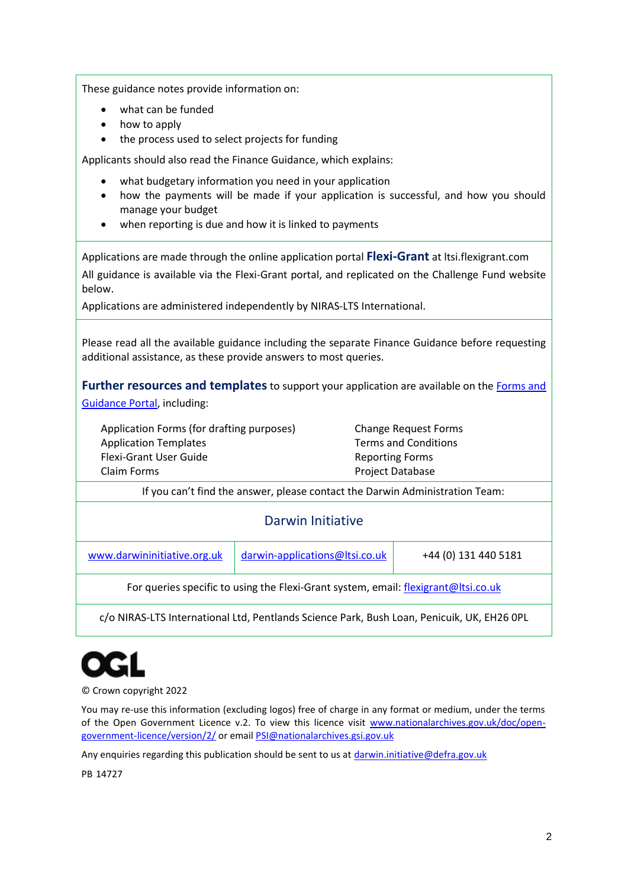These guidance notes provide information on:

- what can be funded
- how to apply
- the process used to select projects for funding

Applicants should also read the Finance Guidance, which explains:

- what budgetary information you need in your application
- how the payments will be made if your application is successful, and how you should manage your budget
- when reporting is due and how it is linked to payments

Applications are made through the online application portal **Flexi-Grant** at ltsi.flexigrant.com

All guidance is available via the Flexi-Grant portal, and replicated on the Challenge Fund website below.

Applications are administered independently by NIRAS-LTS International.

Please read all the available guidance including the separate Finance Guidance before requesting additional assistance, as these provide answers to most queries.

**Further resources and templates** to support your application are available on the [Forms and Guidance Portal](), including:

| | |
|---|---|
| Application Forms (for drafting purposes) | Change Request Forms |
| Application Templates | Terms and Conditions |
| Flexi-Grant User Guide | Reporting Forms |
| Claim Forms | Project Database |

If you can't find the answer, please contact the Darwin Administration Team:

## Darwin Initiative

| | | |
|---|---|---|
| www.darwininitiative.org.uk | darwin-applications@ltsi.co.uk | +44 (0) 131 440 5181 |

For queries specific to using the Flexi-Grant system, email: flexigrant@ltsi.co.uk

c/o NIRAS-LTS International Ltd, Pentlands Science Park, Bush Loan, Penicuik, UK, EH26 0PL

© Crown copyright 2022

You may re-use this information (excluding logos) free of charge in any format or medium, under the terms of the Open Government Licence v.2. To view this licence visit www.nationalarchives.gov.uk/doc/open-government-licence/version/2/ or email PSI@nationalarchives.gsi.gov.uk

Any enquiries regarding this publication should be sent to us at darwin.initiative@defra.gov.uk

PB 14727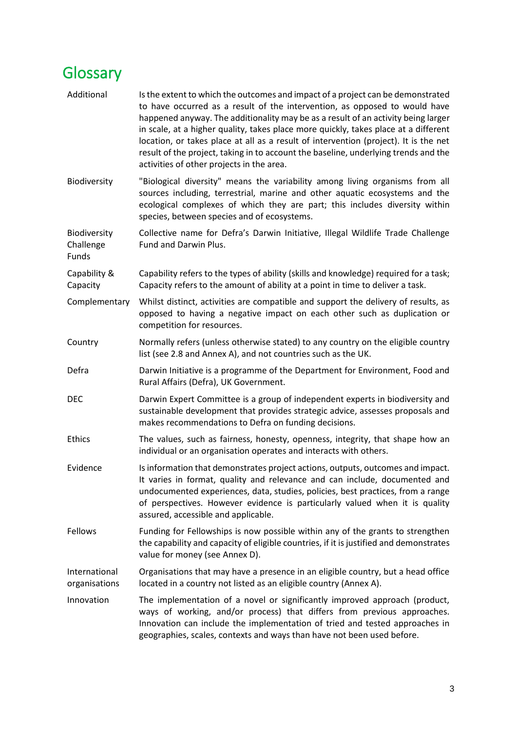# Glossary

| | |
|---|---|
| Additional | Is the extent to which the outcomes and impact of a project can be demonstrated to have occurred as a result of the intervention, as opposed to would have happened anyway. The additionality may be as a result of an activity being larger in scale, at a higher quality, takes place more quickly, takes place at a different location, or takes place at all as a result of intervention (project). It is the net result of the project, taking in to account the baseline, underlying trends and the activities of other projects in the area. |
| Biodiversity | "Biological diversity" means the variability among living organisms from all sources including, terrestrial, marine and other aquatic ecosystems and the ecological complexes of which they are part; this includes diversity within species, between species and of ecosystems. |
| Biodiversity Challenge Funds | Collective name for Defra's Darwin Initiative, Illegal Wildlife Trade Challenge Fund and Darwin Plus. |
| Capability & Capacity | Capability refers to the types of ability (skills and knowledge) required for a task; Capacity refers to the amount of ability at a point in time to deliver a task. |
| Complementary | Whilst distinct, activities are compatible and support the delivery of results, as opposed to having a negative impact on each other such as duplication or competition for resources. |
| Country | Normally refers (unless otherwise stated) to any country on the eligible country list (see 2.8 and Annex A), and not countries such as the UK. |
| Defra | Darwin Initiative is a programme of the Department for Environment, Food and Rural Affairs (Defra), UK Government. |
| DEC | Darwin Expert Committee is a group of independent experts in biodiversity and sustainable development that provides strategic advice, assesses proposals and makes recommendations to Defra on funding decisions. |
| Ethics | The values, such as fairness, honesty, openness, integrity, that shape how an individual or an organisation operates and interacts with others. |
| Evidence | Is information that demonstrates project actions, outputs, outcomes and impact. It varies in format, quality and relevance and can include, documented and undocumented experiences, data, studies, policies, best practices, from a range of perspectives. However evidence is particularly valued when it is quality assured, accessible and applicable. |
| Fellows | Funding for Fellowships is now possible within any of the grants to strengthen the capability and capacity of eligible countries, if it is justified and demonstrates value for money (see Annex D). |
| International organisations | Organisations that may have a presence in an eligible country, but a head office located in a country not listed as an eligible country (Annex A). |
| Innovation | The implementation of a novel or significantly improved approach (product, ways of working, and/or process) that differs from previous approaches. Innovation can include the implementation of tried and tested approaches in geographies, scales, contexts and ways than have not been used before. |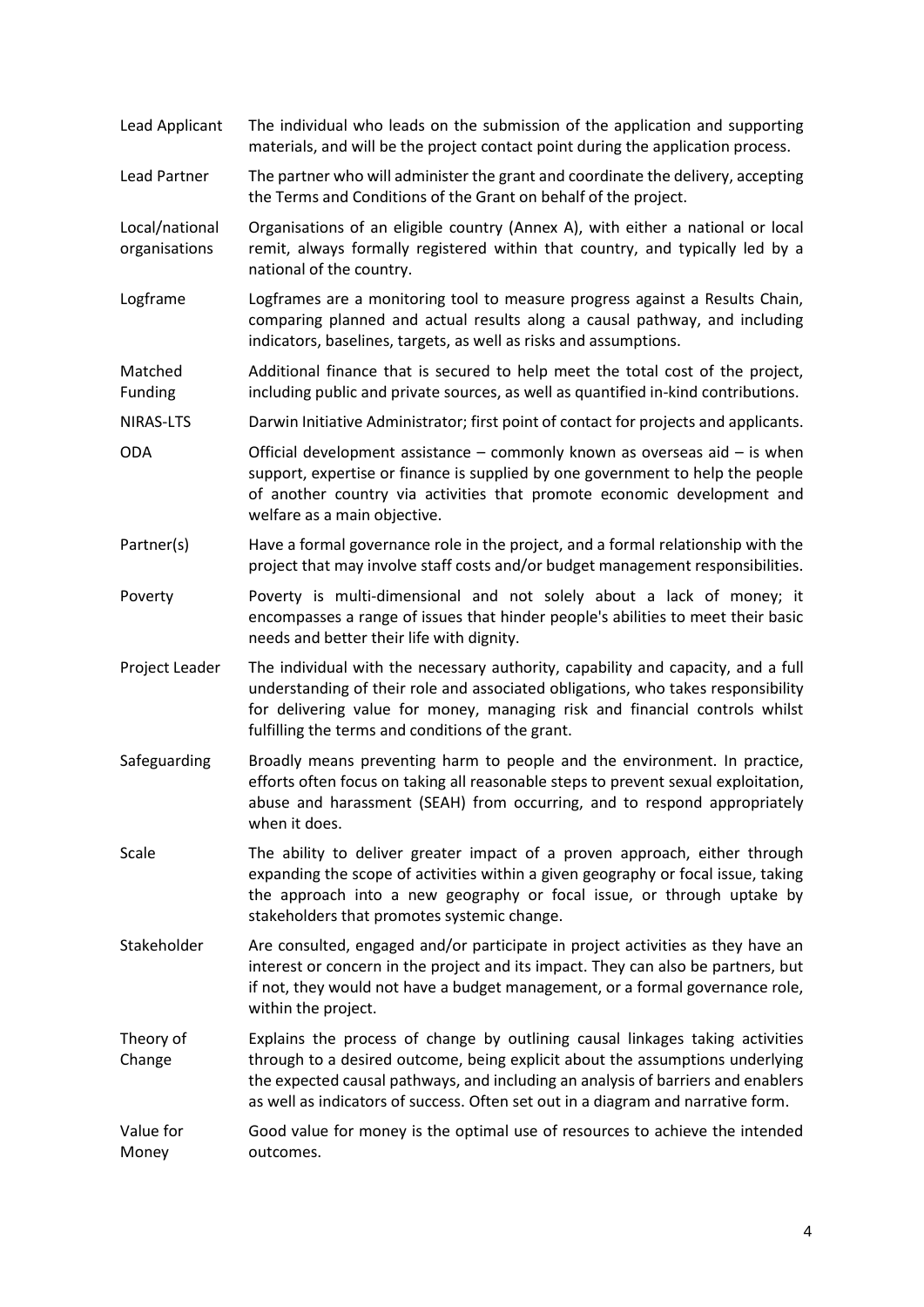| Term | Definition |
|---|---|
| Lead Applicant | The individual who leads on the submission of the application and supporting materials, and will be the project contact point during the application process. |
| Lead Partner | The partner who will administer the grant and coordinate the delivery, accepting the Terms and Conditions of the Grant on behalf of the project. |
| Local/national organisations | Organisations of an eligible country (Annex A), with either a national or local remit, always formally registered within that country, and typically led by a national of the country. |
| Logframe | Logframes are a monitoring tool to measure progress against a Results Chain, comparing planned and actual results along a causal pathway, and including indicators, baselines, targets, as well as risks and assumptions. |
| Matched Funding | Additional finance that is secured to help meet the total cost of the project, including public and private sources, as well as quantified in-kind contributions. |
| NIRAS-LTS | Darwin Initiative Administrator; first point of contact for projects and applicants. |
| ODA | Official development assistance – commonly known as overseas aid – is when support, expertise or finance is supplied by one government to help the people of another country via activities that promote economic development and welfare as a main objective. |
| Partner(s) | Have a formal governance role in the project, and a formal relationship with the project that may involve staff costs and/or budget management responsibilities. |
| Poverty | Poverty is multi-dimensional and not solely about a lack of money; it encompasses a range of issues that hinder people's abilities to meet their basic needs and better their life with dignity. |
| Project Leader | The individual with the necessary authority, capability and capacity, and a full understanding of their role and associated obligations, who takes responsibility for delivering value for money, managing risk and financial controls whilst fulfilling the terms and conditions of the grant. |
| Safeguarding | Broadly means preventing harm to people and the environment. In practice, efforts often focus on taking all reasonable steps to prevent sexual exploitation, abuse and harassment (SEAH) from occurring, and to respond appropriately when it does. |
| Scale | The ability to deliver greater impact of a proven approach, either through expanding the scope of activities within a given geography or focal issue, taking the approach into a new geography or focal issue, or through uptake by stakeholders that promotes systemic change. |
| Stakeholder | Are consulted, engaged and/or participate in project activities as they have an interest or concern in the project and its impact. They can also be partners, but if not, they would not have a budget management, or a formal governance role, within the project. |
| Theory of Change | Explains the process of change by outlining causal linkages taking activities through to a desired outcome, being explicit about the assumptions underlying the expected causal pathways, and including an analysis of barriers and enablers as well as indicators of success. Often set out in a diagram and narrative form. |
| Value for Money | Good value for money is the optimal use of resources to achieve the intended outcomes. |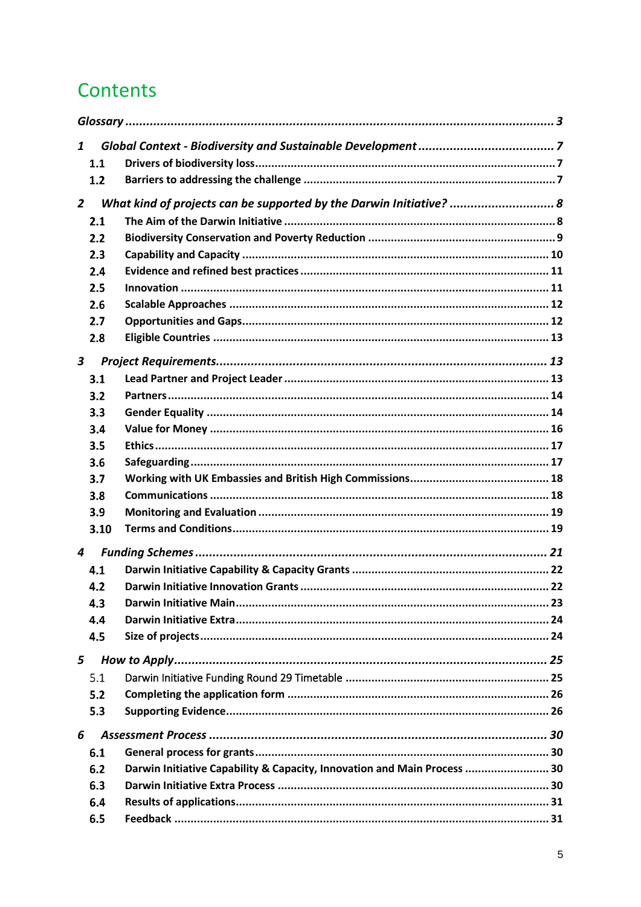# Contents

*Glossary* ........................................................................................................... *3*

*1 Global Context - Biodiversity and Sustainable Development* ........................................ *7*

- **1.1 Drivers of biodiversity loss** ........................................................................ **7**
- **1.2 Barriers to addressing the challenge** ........................................................... **7**

*2 What kind of projects can be supported by the Darwin Initiative?* ................................ *8*

- **2.1 The Aim of the Darwin Initiative** ................................................................. **8**
- **2.2 Biodiversity Conservation and Poverty Reduction** ......................................... **9**
- **2.3 Capability and Capacity** ............................................................................ **10**
- **2.4 Evidence and refined best practices** ............................................................ **11**
- **2.5 Innovation** ............................................................................................... **11**
- **2.6 Scalable Approaches** ................................................................................. **12**
- **2.7 Opportunities and Gaps** ............................................................................. **12**
- **2.8 Eligible Countries** ..................................................................................... **13**

*3 Project Requirements* ..................................................................................... *13*

- **3.1 Lead Partner and Project Leader** ................................................................. **13**
- **3.2 Partners** .................................................................................................. **14**
- **3.3 Gender Equality** ........................................................................................ **14**
- **3.4 Value for Money** ........................................................................................ **16**
- **3.5 Ethics** ...................................................................................................... **17**
- **3.6 Safeguarding** ............................................................................................ **17**
- **3.7 Working with UK Embassies and British High Commissions** ............................ **18**
- **3.8 Communications** ........................................................................................ **18**
- **3.9 Monitoring and Evaluation** .......................................................................... **19**
- **3.10 Terms and Conditions** ............................................................................... **19**

*4 Funding Schemes* ........................................................................................... *21*

- **4.1 Darwin Initiative Capability & Capacity Grants** ............................................. **22**
- **4.2 Darwin Initiative Innovation Grants** ............................................................. **22**
- **4.3 Darwin Initiative Main** ................................................................................ **23**
- **4.4 Darwin Initiative Extra** ................................................................................ **24**
- **4.5 Size of projects** ......................................................................................... **24**

*5 How to Apply* ................................................................................................. *25*

- 5.1 Darwin Initiative Funding Round 29 Timetable ................................................ 25
- **5.2 Completing the application form** .................................................................. **26**
- **5.3 Supporting Evidence** .................................................................................. **26**

*6 Assessment Process* ....................................................................................... *30*

- **6.1 General process for grants** ......................................................................... **30**
- **6.2 Darwin Initiative Capability & Capacity, Innovation and Main Process** ............... **30**
- **6.3 Darwin Initiative Extra Process** ................................................................... **30**
- **6.4 Results of applications** ............................................................................... **31**
- **6.5 Feedback** ................................................................................................. **31**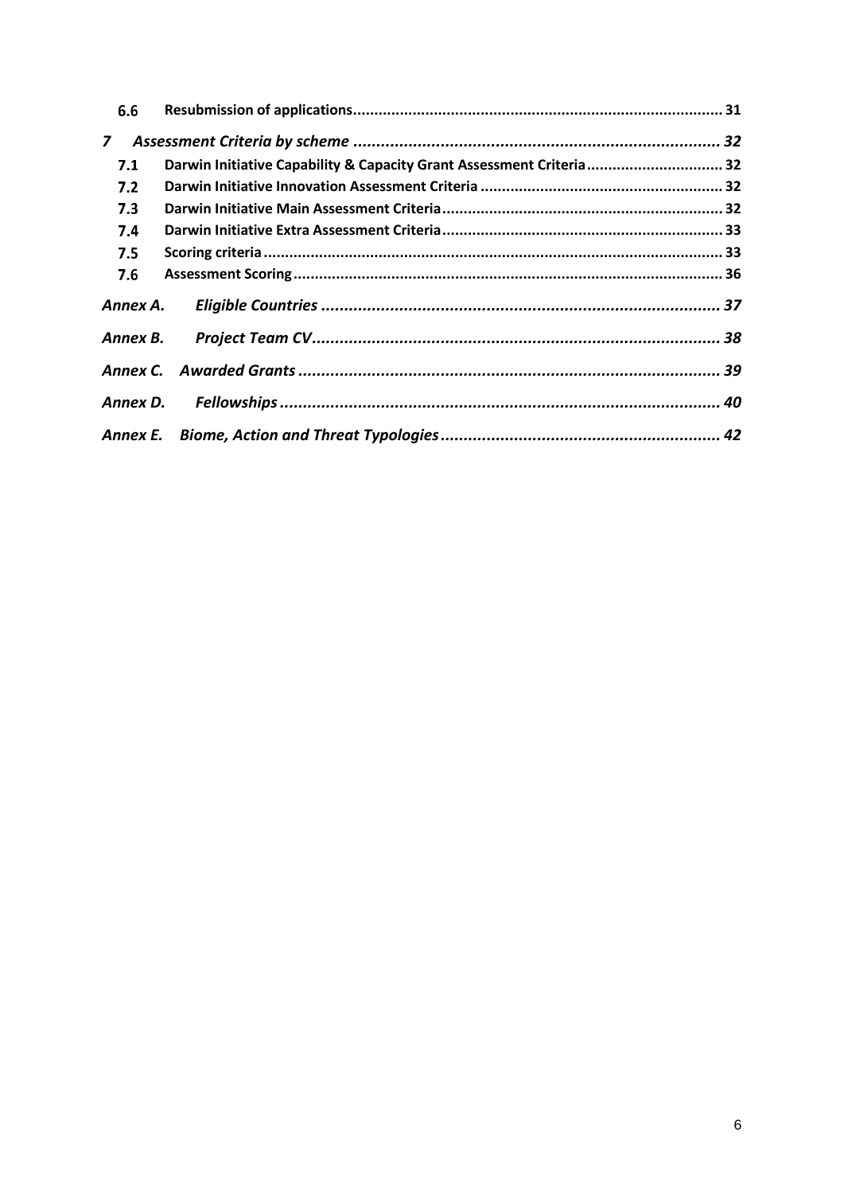6.6 **Resubmission of applications** ........ 31

*7 Assessment Criteria by scheme* ........ 32

7.1 **Darwin Initiative Capability & Capacity Grant Assessment Criteria** ........ 32

7.2 **Darwin Initiative Innovation Assessment Criteria** ........ 32

7.3 **Darwin Initiative Main Assessment Criteria** ........ 32

7.4 **Darwin Initiative Extra Assessment Criteria** ........ 33

7.5 **Scoring criteria** ........ 33

7.6 **Assessment Scoring** ........ 36

***Annex A. Eligible Countries*** ........ 37

***Annex B. Project Team CV*** ........ 38

***Annex C. Awarded Grants*** ........ 39

***Annex D. Fellowships*** ........ 40

***Annex E. Biome, Action and Threat Typologies*** ........ 42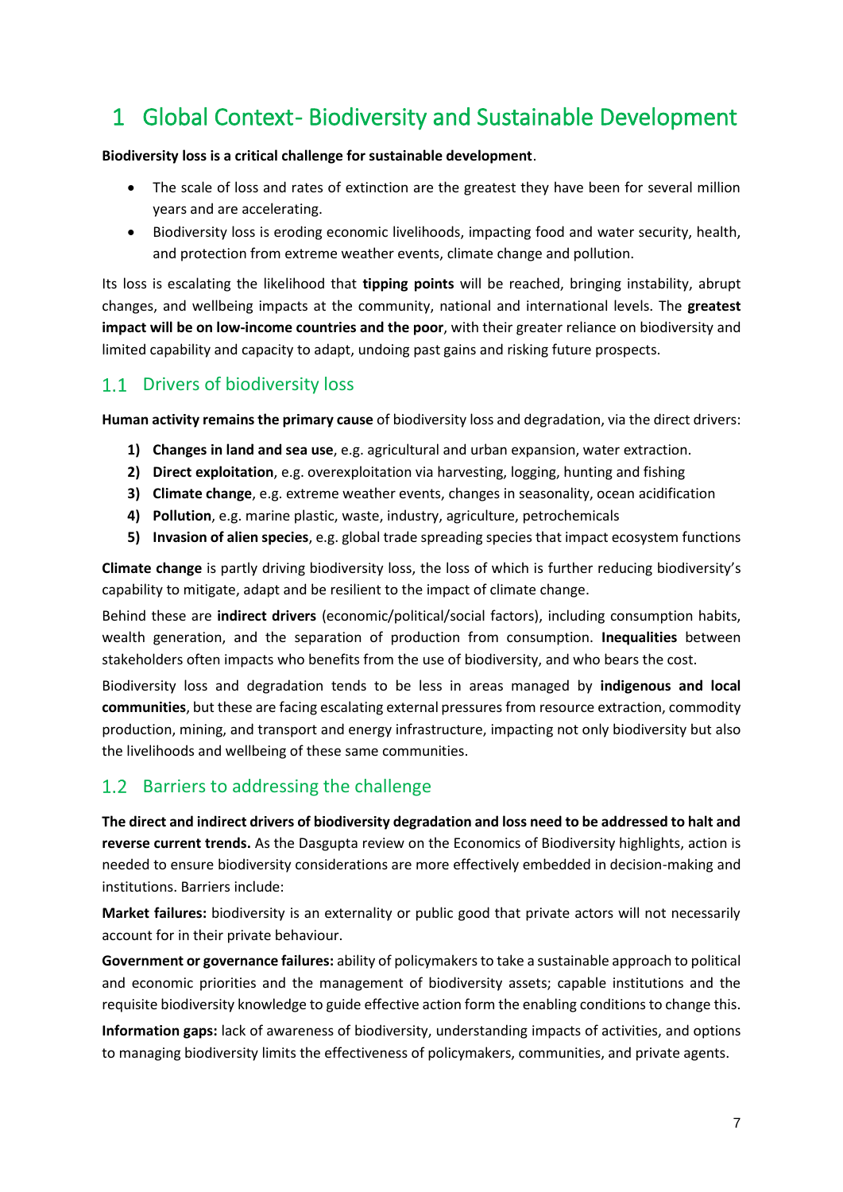# 1 Global Context- Biodiversity and Sustainable Development

**Biodiversity loss is a critical challenge for sustainable development**.

- The scale of loss and rates of extinction are the greatest they have been for several million years and are accelerating.
- Biodiversity loss is eroding economic livelihoods, impacting food and water security, health, and protection from extreme weather events, climate change and pollution.

Its loss is escalating the likelihood that **tipping points** will be reached, bringing instability, abrupt changes, and wellbeing impacts at the community, national and international levels. The **greatest impact will be on low-income countries and the poor**, with their greater reliance on biodiversity and limited capability and capacity to adapt, undoing past gains and risking future prospects.

## 1.1 Drivers of biodiversity loss

**Human activity remains the primary cause** of biodiversity loss and degradation, via the direct drivers:

1) **Changes in land and sea use**, e.g. agricultural and urban expansion, water extraction.
2) **Direct exploitation**, e.g. overexploitation via harvesting, logging, hunting and fishing
3) **Climate change**, e.g. extreme weather events, changes in seasonality, ocean acidification
4) **Pollution**, e.g. marine plastic, waste, industry, agriculture, petrochemicals
5) **Invasion of alien species**, e.g. global trade spreading species that impact ecosystem functions

**Climate change** is partly driving biodiversity loss, the loss of which is further reducing biodiversity's capability to mitigate, adapt and be resilient to the impact of climate change.

Behind these are **indirect drivers** (economic/political/social factors), including consumption habits, wealth generation, and the separation of production from consumption. **Inequalities** between stakeholders often impacts who benefits from the use of biodiversity, and who bears the cost.

Biodiversity loss and degradation tends to be less in areas managed by **indigenous and local communities**, but these are facing escalating external pressures from resource extraction, commodity production, mining, and transport and energy infrastructure, impacting not only biodiversity but also the livelihoods and wellbeing of these same communities.

## 1.2 Barriers to addressing the challenge

**The direct and indirect drivers of biodiversity degradation and loss need to be addressed to halt and reverse current trends.** As the Dasgupta review on the Economics of Biodiversity highlights, action is needed to ensure biodiversity considerations are more effectively embedded in decision-making and institutions. Barriers include:

**Market failures:** biodiversity is an externality or public good that private actors will not necessarily account for in their private behaviour.

**Government or governance failures:** ability of policymakers to take a sustainable approach to political and economic priorities and the management of biodiversity assets; capable institutions and the requisite biodiversity knowledge to guide effective action form the enabling conditions to change this.

**Information gaps:** lack of awareness of biodiversity, understanding impacts of activities, and options to managing biodiversity limits the effectiveness of policymakers, communities, and private agents.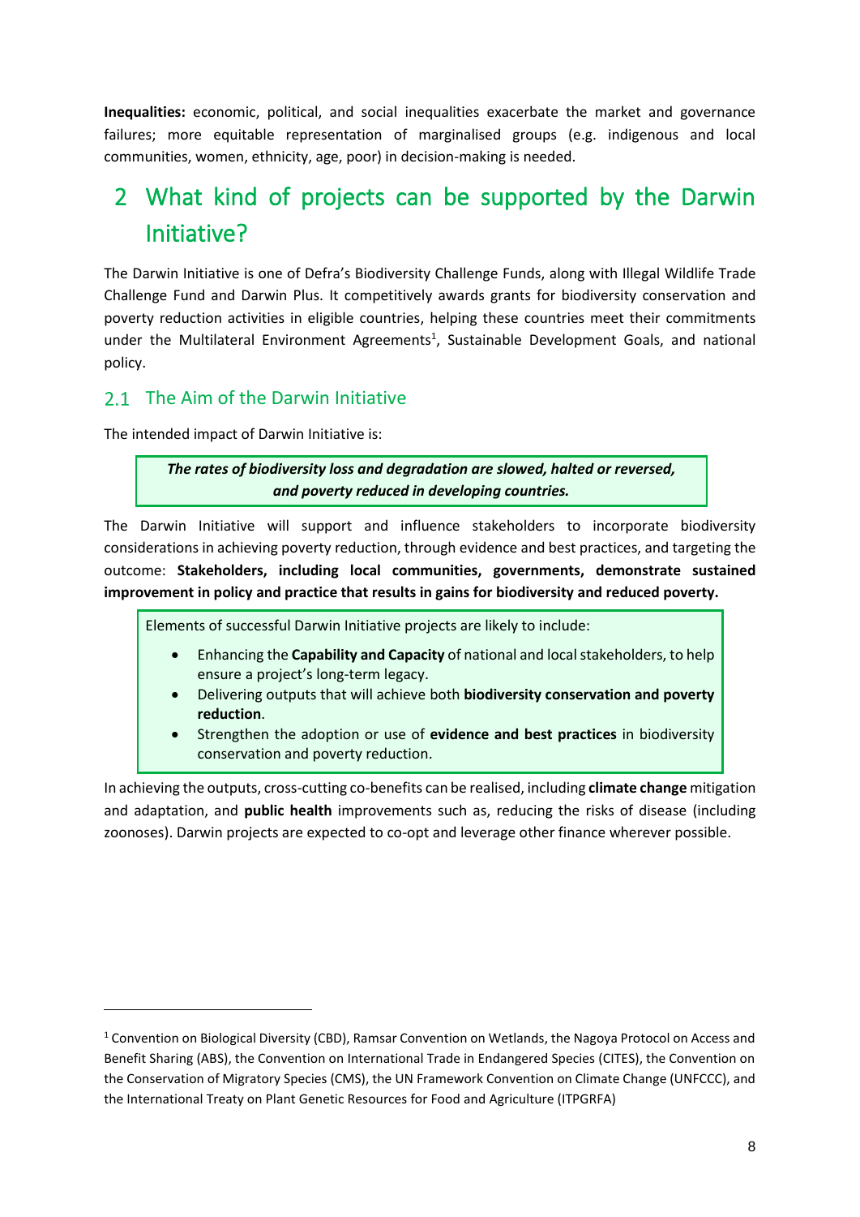**Inequalities:** economic, political, and social inequalities exacerbate the market and governance failures; more equitable representation of marginalised groups (e.g. indigenous and local communities, women, ethnicity, age, poor) in decision-making is needed.

# 2 What kind of projects can be supported by the Darwin Initiative?

The Darwin Initiative is one of Defra's Biodiversity Challenge Funds, along with Illegal Wildlife Trade Challenge Fund and Darwin Plus. It competitively awards grants for biodiversity conservation and poverty reduction activities in eligible countries, helping these countries meet their commitments under the Multilateral Environment Agreements[1], Sustainable Development Goals, and national policy.

## 2.1 The Aim of the Darwin Initiative

The intended impact of Darwin Initiative is:

> ***The rates of biodiversity loss and degradation are slowed, halted or reversed, and poverty reduced in developing countries.***

The Darwin Initiative will support and influence stakeholders to incorporate biodiversity considerations in achieving poverty reduction, through evidence and best practices, and targeting the outcome: **Stakeholders, including local communities, governments, demonstrate sustained improvement in policy and practice that results in gains for biodiversity and reduced poverty.**

> Elements of successful Darwin Initiative projects are likely to include:
>
> - Enhancing the **Capability and Capacity** of national and local stakeholders, to help ensure a project's long-term legacy.
> - Delivering outputs that will achieve both **biodiversity conservation and poverty reduction**.
> - Strengthen the adoption or use of **evidence and best practices** in biodiversity conservation and poverty reduction.

In achieving the outputs, cross-cutting co-benefits can be realised, including **climate change** mitigation and adaptation, and **public health** improvements such as, reducing the risks of disease (including zoonoses). Darwin projects are expected to co-opt and leverage other finance wherever possible.

---

[1] Convention on Biological Diversity (CBD), Ramsar Convention on Wetlands, the Nagoya Protocol on Access and Benefit Sharing (ABS), the Convention on International Trade in Endangered Species (CITES), the Convention on the Conservation of Migratory Species (CMS), the UN Framework Convention on Climate Change (UNFCCC), and the International Treaty on Plant Genetic Resources for Food and Agriculture (ITPGRFA)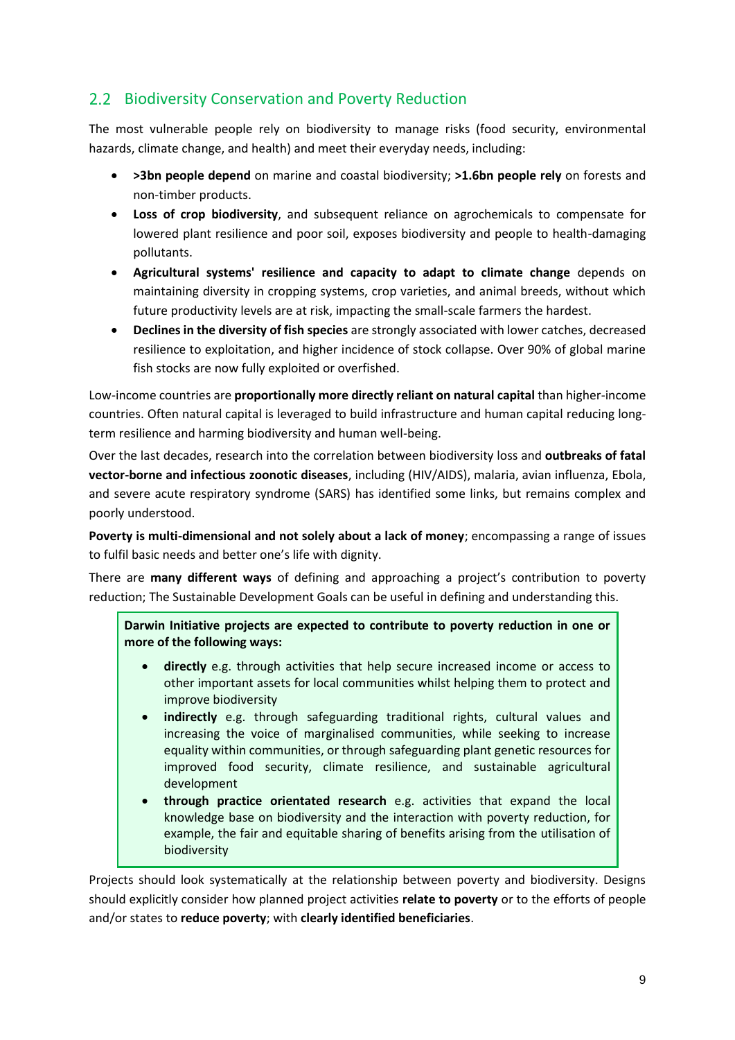## 2.2 Biodiversity Conservation and Poverty Reduction

The most vulnerable people rely on biodiversity to manage risks (food security, environmental hazards, climate change, and health) and meet their everyday needs, including:

- **>3bn people depend** on marine and coastal biodiversity; **>1.6bn people rely** on forests and non-timber products.
- **Loss of crop biodiversity**, and subsequent reliance on agrochemicals to compensate for lowered plant resilience and poor soil, exposes biodiversity and people to health-damaging pollutants.
- **Agricultural systems' resilience and capacity to adapt to climate change** depends on maintaining diversity in cropping systems, crop varieties, and animal breeds, without which future productivity levels are at risk, impacting the small-scale farmers the hardest.
- **Declines in the diversity of fish species** are strongly associated with lower catches, decreased resilience to exploitation, and higher incidence of stock collapse. Over 90% of global marine fish stocks are now fully exploited or overfished.

Low-income countries are **proportionally more directly reliant on natural capital** than higher-income countries. Often natural capital is leveraged to build infrastructure and human capital reducing long-term resilience and harming biodiversity and human well-being.

Over the last decades, research into the correlation between biodiversity loss and **outbreaks of fatal vector-borne and infectious zoonotic diseases**, including (HIV/AIDS), malaria, avian influenza, Ebola, and severe acute respiratory syndrome (SARS) has identified some links, but remains complex and poorly understood.

**Poverty is multi-dimensional and not solely about a lack of money**; encompassing a range of issues to fulfil basic needs and better one's life with dignity.

There are **many different ways** of defining and approaching a project's contribution to poverty reduction; The Sustainable Development Goals can be useful in defining and understanding this.

> **Darwin Initiative projects are expected to contribute to poverty reduction in one or more of the following ways:**
>
> - **directly** e.g. through activities that help secure increased income or access to other important assets for local communities whilst helping them to protect and improve biodiversity
> - **indirectly** e.g. through safeguarding traditional rights, cultural values and increasing the voice of marginalised communities, while seeking to increase equality within communities, or through safeguarding plant genetic resources for improved food security, climate resilience, and sustainable agricultural development
> - **through practice orientated research** e.g. activities that expand the local knowledge base on biodiversity and the interaction with poverty reduction, for example, the fair and equitable sharing of benefits arising from the utilisation of biodiversity

Projects should look systematically at the relationship between poverty and biodiversity. Designs should explicitly consider how planned project activities **relate to poverty** or to the efforts of people and/or states to **reduce poverty**; with **clearly identified beneficiaries**.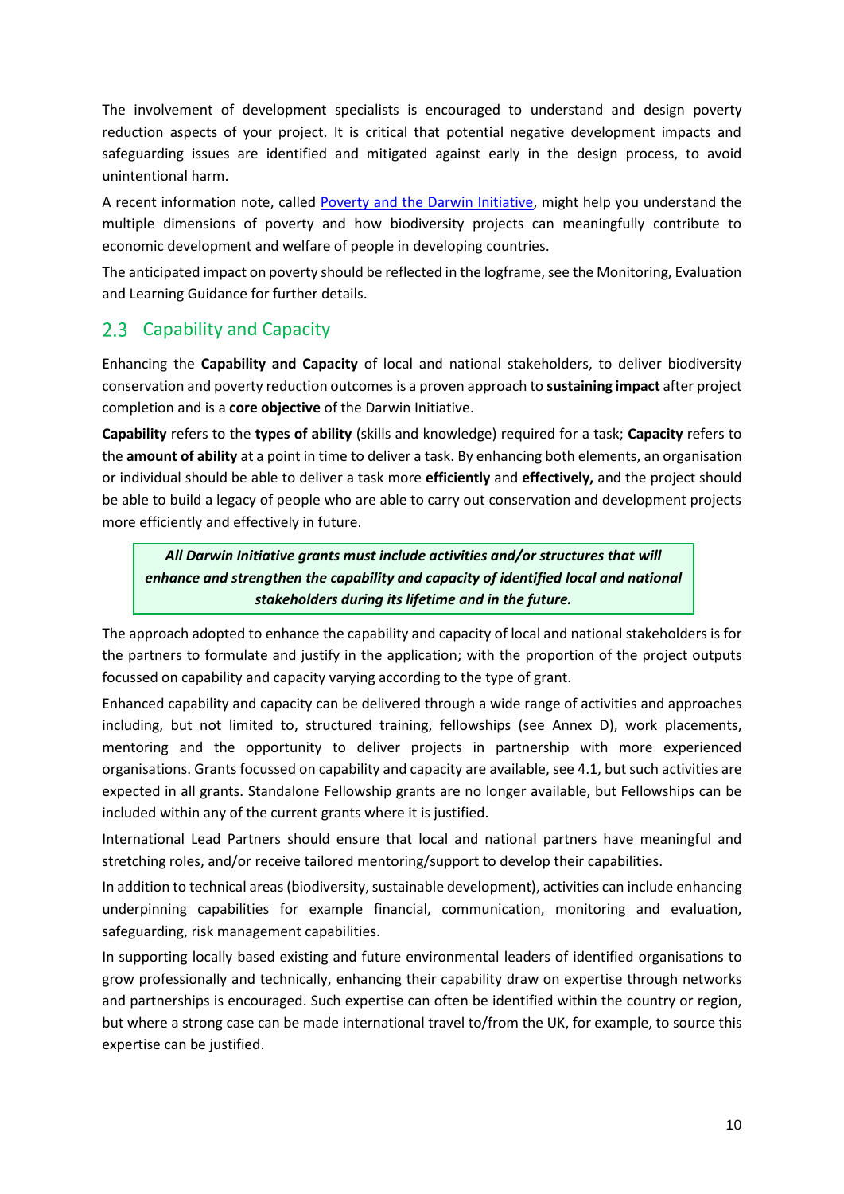The involvement of development specialists is encouraged to understand and design poverty reduction aspects of your project. It is critical that potential negative development impacts and safeguarding issues are identified and mitigated against early in the design process, to avoid unintentional harm.

A recent information note, called [Poverty and the Darwin Initiative](), might help you understand the multiple dimensions of poverty and how biodiversity projects can meaningfully contribute to economic development and welfare of people in developing countries.

The anticipated impact on poverty should be reflected in the logframe, see the Monitoring, Evaluation and Learning Guidance for further details.

## 2.3 Capability and Capacity

Enhancing the **Capability and Capacity** of local and national stakeholders, to deliver biodiversity conservation and poverty reduction outcomes is a proven approach to **sustaining impact** after project completion and is a **core objective** of the Darwin Initiative.

**Capability** refers to the **types of ability** (skills and knowledge) required for a task; **Capacity** refers to the **amount of ability** at a point in time to deliver a task. By enhancing both elements, an organisation or individual should be able to deliver a task more **efficiently** and **effectively,** and the project should be able to build a legacy of people who are able to carry out conservation and development projects more efficiently and effectively in future.

> ***All Darwin Initiative grants must include activities and/or structures that will enhance and strengthen the capability and capacity of identified local and national stakeholders during its lifetime and in the future.***

The approach adopted to enhance the capability and capacity of local and national stakeholders is for the partners to formulate and justify in the application; with the proportion of the project outputs focussed on capability and capacity varying according to the type of grant.

Enhanced capability and capacity can be delivered through a wide range of activities and approaches including, but not limited to, structured training, fellowships (see Annex D), work placements, mentoring and the opportunity to deliver projects in partnership with more experienced organisations. Grants focussed on capability and capacity are available, see 4.1, but such activities are expected in all grants. Standalone Fellowship grants are no longer available, but Fellowships can be included within any of the current grants where it is justified.

International Lead Partners should ensure that local and national partners have meaningful and stretching roles, and/or receive tailored mentoring/support to develop their capabilities.

In addition to technical areas (biodiversity, sustainable development), activities can include enhancing underpinning capabilities for example financial, communication, monitoring and evaluation, safeguarding, risk management capabilities.

In supporting locally based existing and future environmental leaders of identified organisations to grow professionally and technically, enhancing their capability draw on expertise through networks and partnerships is encouraged. Such expertise can often be identified within the country or region, but where a strong case can be made international travel to/from the UK, for example, to source this expertise can be justified.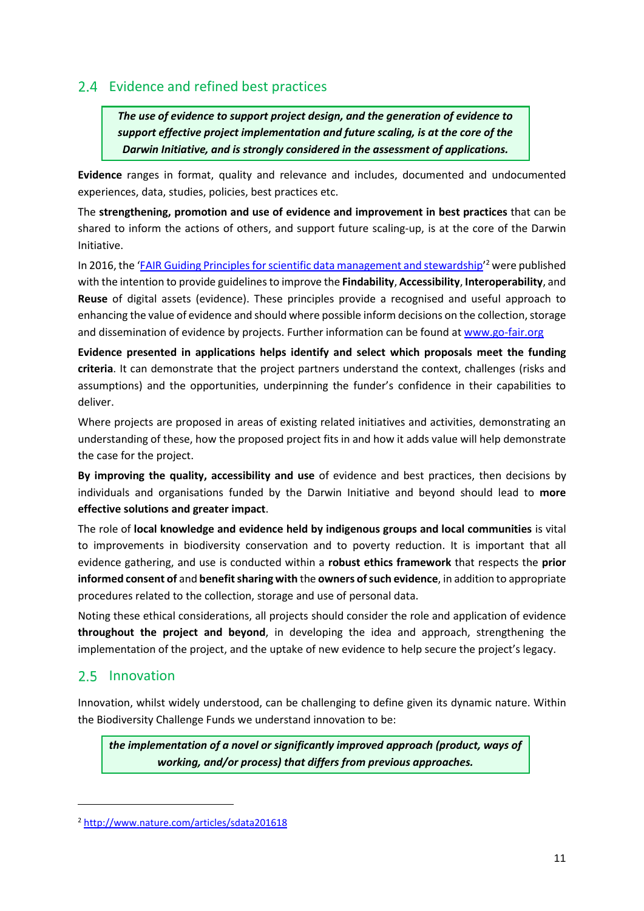## 2.4 Evidence and refined best practices

> ***The use of evidence to support project design, and the generation of evidence to support effective project implementation and future scaling, is at the core of the Darwin Initiative, and is strongly considered in the assessment of applications.***

**Evidence** ranges in format, quality and relevance and includes, documented and undocumented experiences, data, studies, policies, best practices etc.

The **strengthening, promotion and use of evidence and improvement in best practices** that can be shared to inform the actions of others, and support future scaling-up, is at the core of the Darwin Initiative.

In 2016, the '[FAIR Guiding Principles for scientific data management and stewardship](http://www.nature.com/articles/sdata201618)'[2] were published with the intention to provide guidelines to improve the **Findability**, **Accessibility**, **Interoperability**, and **Reuse** of digital assets (evidence). These principles provide a recognised and useful approach to enhancing the value of evidence and should where possible inform decisions on the collection, storage and dissemination of evidence by projects. Further information can be found at [www.go-fair.org](http://www.go-fair.org)

**Evidence presented in applications helps identify and select which proposals meet the funding criteria**. It can demonstrate that the project partners understand the context, challenges (risks and assumptions) and the opportunities, underpinning the funder's confidence in their capabilities to deliver.

Where projects are proposed in areas of existing related initiatives and activities, demonstrating an understanding of these, how the proposed project fits in and how it adds value will help demonstrate the case for the project.

**By improving the quality, accessibility and use** of evidence and best practices, then decisions by individuals and organisations funded by the Darwin Initiative and beyond should lead to **more effective solutions and greater impact**.

The role of **local knowledge and evidence held by indigenous groups and local communities** is vital to improvements in biodiversity conservation and to poverty reduction. It is important that all evidence gathering, and use is conducted within a **robust ethics framework** that respects the **prior informed consent of** and **benefit sharing with** the **owners of such evidence**, in addition to appropriate procedures related to the collection, storage and use of personal data.

Noting these ethical considerations, all projects should consider the role and application of evidence **throughout the project and beyond**, in developing the idea and approach, strengthening the implementation of the project, and the uptake of new evidence to help secure the project's legacy.

## 2.5 Innovation

Innovation, whilst widely understood, can be challenging to define given its dynamic nature. Within the Biodiversity Challenge Funds we understand innovation to be:

> ***the implementation of a novel or significantly improved approach (product, ways of working, and/or process) that differs from previous approaches.***

---

[2] http://www.nature.com/articles/sdata201618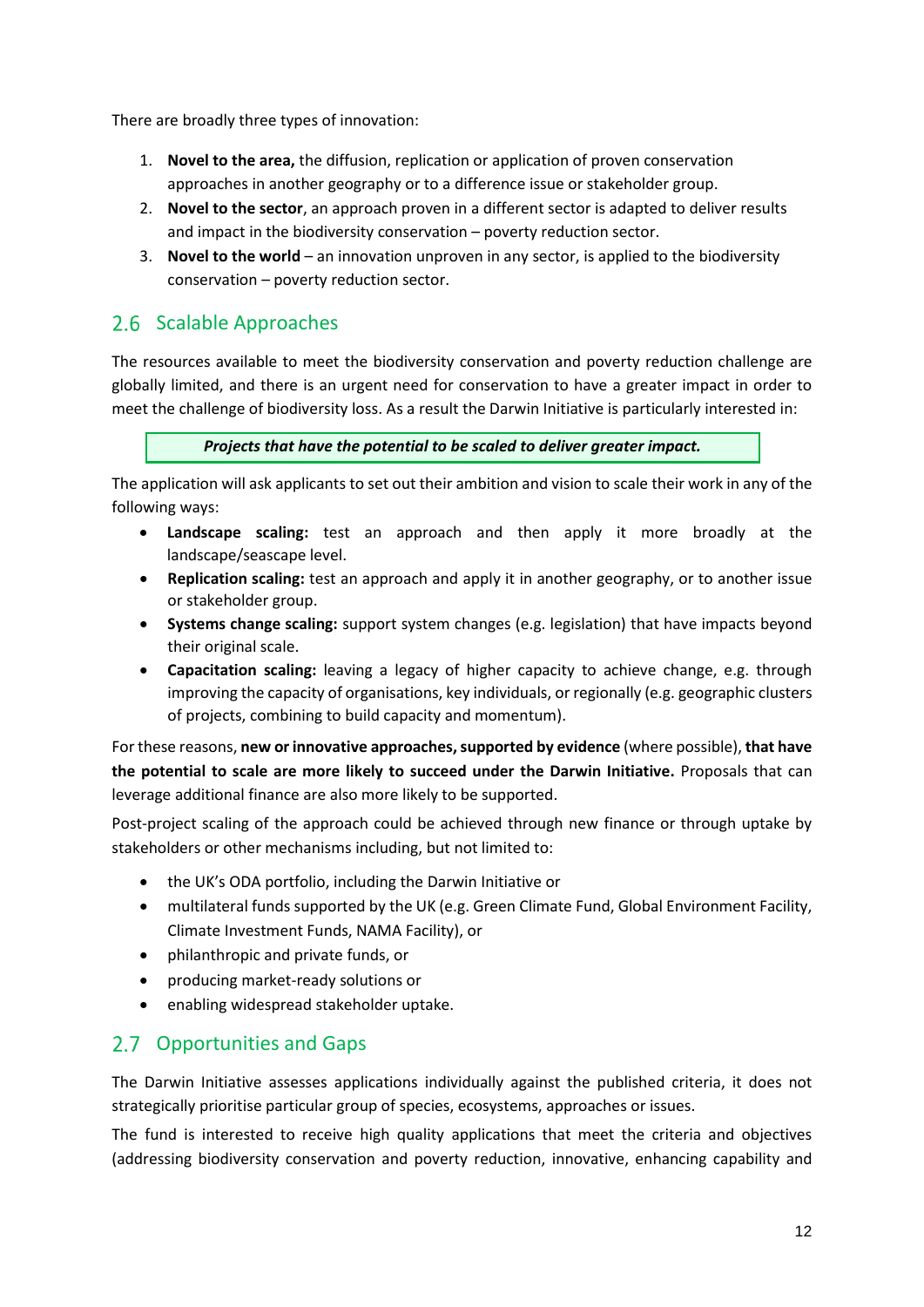There are broadly three types of innovation:

1. **Novel to the area,** the diffusion, replication or application of proven conservation approaches in another geography or to a difference issue or stakeholder group.
2. **Novel to the sector**, an approach proven in a different sector is adapted to deliver results and impact in the biodiversity conservation – poverty reduction sector.
3. **Novel to the world** – an innovation unproven in any sector, is applied to the biodiversity conservation – poverty reduction sector.

## 2.6 Scalable Approaches

The resources available to meet the biodiversity conservation and poverty reduction challenge are globally limited, and there is an urgent need for conservation to have a greater impact in order to meet the challenge of biodiversity loss. As a result the Darwin Initiative is particularly interested in:

***Projects that have the potential to be scaled to deliver greater impact.***

The application will ask applicants to set out their ambition and vision to scale their work in any of the following ways:

- **Landscape scaling:** test an approach and then apply it more broadly at the landscape/seascape level.
- **Replication scaling:** test an approach and apply it in another geography, or to another issue or stakeholder group.
- **Systems change scaling:** support system changes (e.g. legislation) that have impacts beyond their original scale.
- **Capacitation scaling:** leaving a legacy of higher capacity to achieve change, e.g. through improving the capacity of organisations, key individuals, or regionally (e.g. geographic clusters of projects, combining to build capacity and momentum).

For these reasons, **new or innovative approaches, supported by evidence** (where possible), **that have the potential to scale are more likely to succeed under the Darwin Initiative.** Proposals that can leverage additional finance are also more likely to be supported.

Post-project scaling of the approach could be achieved through new finance or through uptake by stakeholders or other mechanisms including, but not limited to:

- the UK's ODA portfolio, including the Darwin Initiative or
- multilateral funds supported by the UK (e.g. Green Climate Fund, Global Environment Facility, Climate Investment Funds, NAMA Facility), or
- philanthropic and private funds, or
- producing market-ready solutions or
- enabling widespread stakeholder uptake.

## 2.7 Opportunities and Gaps

The Darwin Initiative assesses applications individually against the published criteria, it does not strategically prioritise particular group of species, ecosystems, approaches or issues.

The fund is interested to receive high quality applications that meet the criteria and objectives (addressing biodiversity conservation and poverty reduction, innovative, enhancing capability and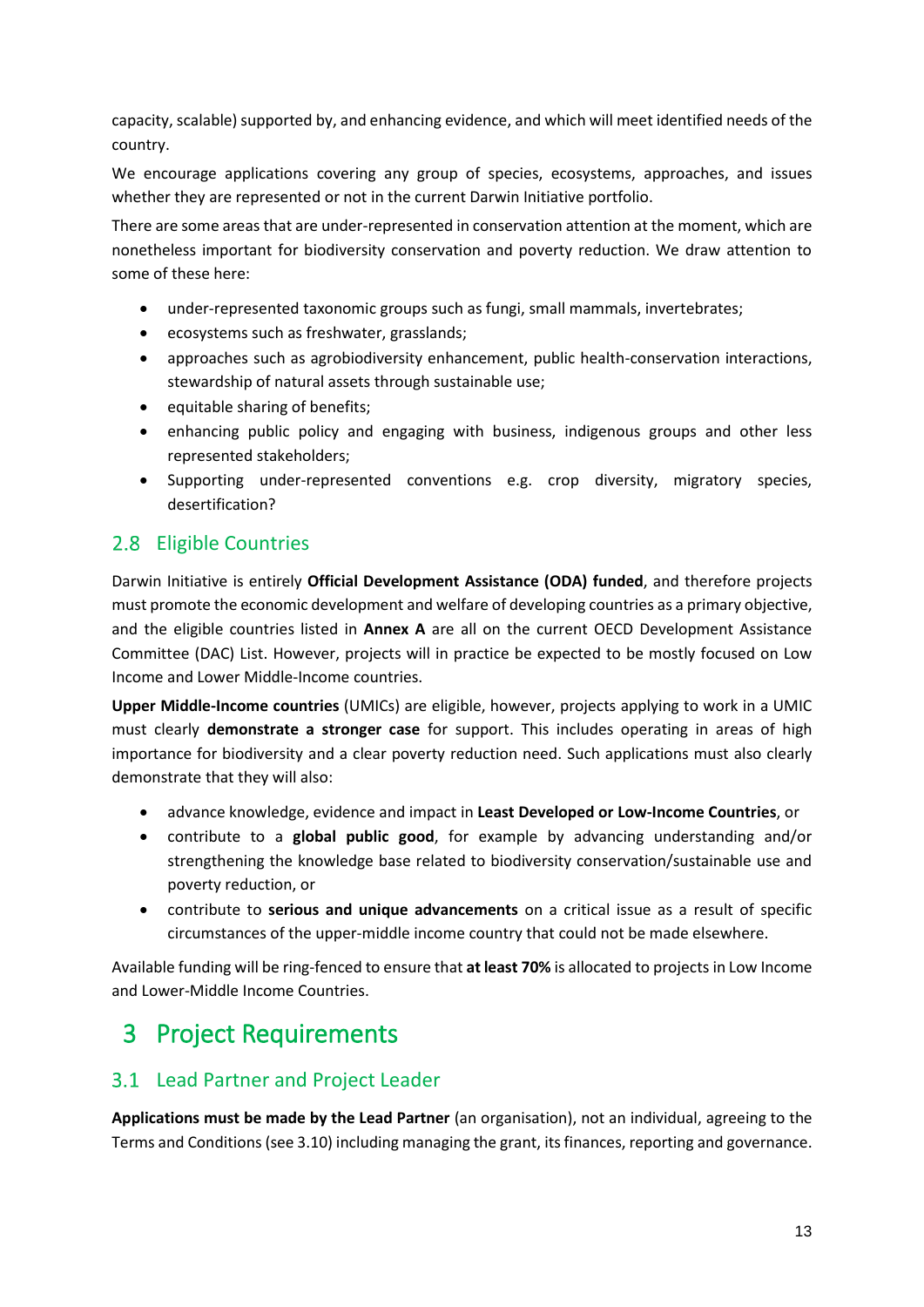capacity, scalable) supported by, and enhancing evidence, and which will meet identified needs of the country.

We encourage applications covering any group of species, ecosystems, approaches, and issues whether they are represented or not in the current Darwin Initiative portfolio.

There are some areas that are under-represented in conservation attention at the moment, which are nonetheless important for biodiversity conservation and poverty reduction. We draw attention to some of these here:

- under-represented taxonomic groups such as fungi, small mammals, invertebrates;
- ecosystems such as freshwater, grasslands;
- approaches such as agrobiodiversity enhancement, public health-conservation interactions, stewardship of natural assets through sustainable use;
- equitable sharing of benefits;
- enhancing public policy and engaging with business, indigenous groups and other less represented stakeholders;
- Supporting under-represented conventions e.g. crop diversity, migratory species, desertification?

## 2.8 Eligible Countries

Darwin Initiative is entirely **Official Development Assistance (ODA) funded**, and therefore projects must promote the economic development and welfare of developing countries as a primary objective, and the eligible countries listed in **Annex A** are all on the current OECD Development Assistance Committee (DAC) List. However, projects will in practice be expected to be mostly focused on Low Income and Lower Middle-Income countries.

**Upper Middle-Income countries** (UMICs) are eligible, however, projects applying to work in a UMIC must clearly **demonstrate a stronger case** for support. This includes operating in areas of high importance for biodiversity and a clear poverty reduction need. Such applications must also clearly demonstrate that they will also:

- advance knowledge, evidence and impact in **Least Developed or Low-Income Countries**, or
- contribute to a **global public good**, for example by advancing understanding and/or strengthening the knowledge base related to biodiversity conservation/sustainable use and poverty reduction, or
- contribute to **serious and unique advancements** on a critical issue as a result of specific circumstances of the upper-middle income country that could not be made elsewhere.

Available funding will be ring-fenced to ensure that **at least 70%** is allocated to projects in Low Income and Lower-Middle Income Countries.

# 3 Project Requirements

## 3.1 Lead Partner and Project Leader

**Applications must be made by the Lead Partner** (an organisation), not an individual, agreeing to the Terms and Conditions (see 3.10) including managing the grant, its finances, reporting and governance.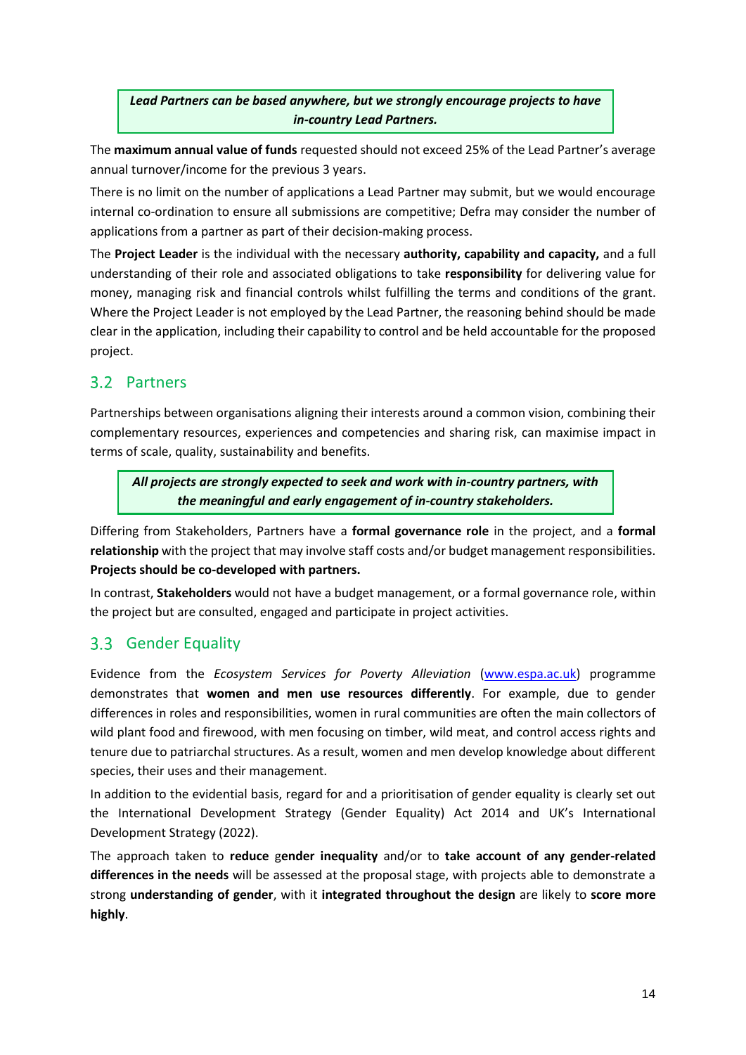***Lead Partners can be based anywhere, but we strongly encourage projects to have in-country Lead Partners.***

The **maximum annual value of funds** requested should not exceed 25% of the Lead Partner's average annual turnover/income for the previous 3 years.

There is no limit on the number of applications a Lead Partner may submit, but we would encourage internal co-ordination to ensure all submissions are competitive; Defra may consider the number of applications from a partner as part of their decision-making process.

The **Project Leader** is the individual with the necessary **authority, capability and capacity,** and a full understanding of their role and associated obligations to take **responsibility** for delivering value for money, managing risk and financial controls whilst fulfilling the terms and conditions of the grant. Where the Project Leader is not employed by the Lead Partner, the reasoning behind should be made clear in the application, including their capability to control and be held accountable for the proposed project.

## 3.2 Partners

Partnerships between organisations aligning their interests around a common vision, combining their complementary resources, experiences and competencies and sharing risk, can maximise impact in terms of scale, quality, sustainability and benefits.

***All projects are strongly expected to seek and work with in-country partners, with the meaningful and early engagement of in-country stakeholders.***

Differing from Stakeholders, Partners have a **formal governance role** in the project, and a **formal relationship** with the project that may involve staff costs and/or budget management responsibilities. **Projects should be co-developed with partners.**

In contrast, **Stakeholders** would not have a budget management, or a formal governance role, within the project but are consulted, engaged and participate in project activities.

## 3.3 Gender Equality

Evidence from the *Ecosystem Services for Poverty Alleviation* (www.espa.ac.uk) programme demonstrates that **women and men use resources differently**. For example, due to gender differences in roles and responsibilities, women in rural communities are often the main collectors of wild plant food and firewood, with men focusing on timber, wild meat, and control access rights and tenure due to patriarchal structures. As a result, women and men develop knowledge about different species, their uses and their management.

In addition to the evidential basis, regard for and a prioritisation of gender equality is clearly set out the International Development Strategy (Gender Equality) Act 2014 and UK's International Development Strategy (2022).

The approach taken to **reduce** g**ender inequality** and/or to **take account of any gender-related differences in the needs** will be assessed at the proposal stage, with projects able to demonstrate a strong **understanding of gender**, with it **integrated throughout the design** are likely to **score more highly**.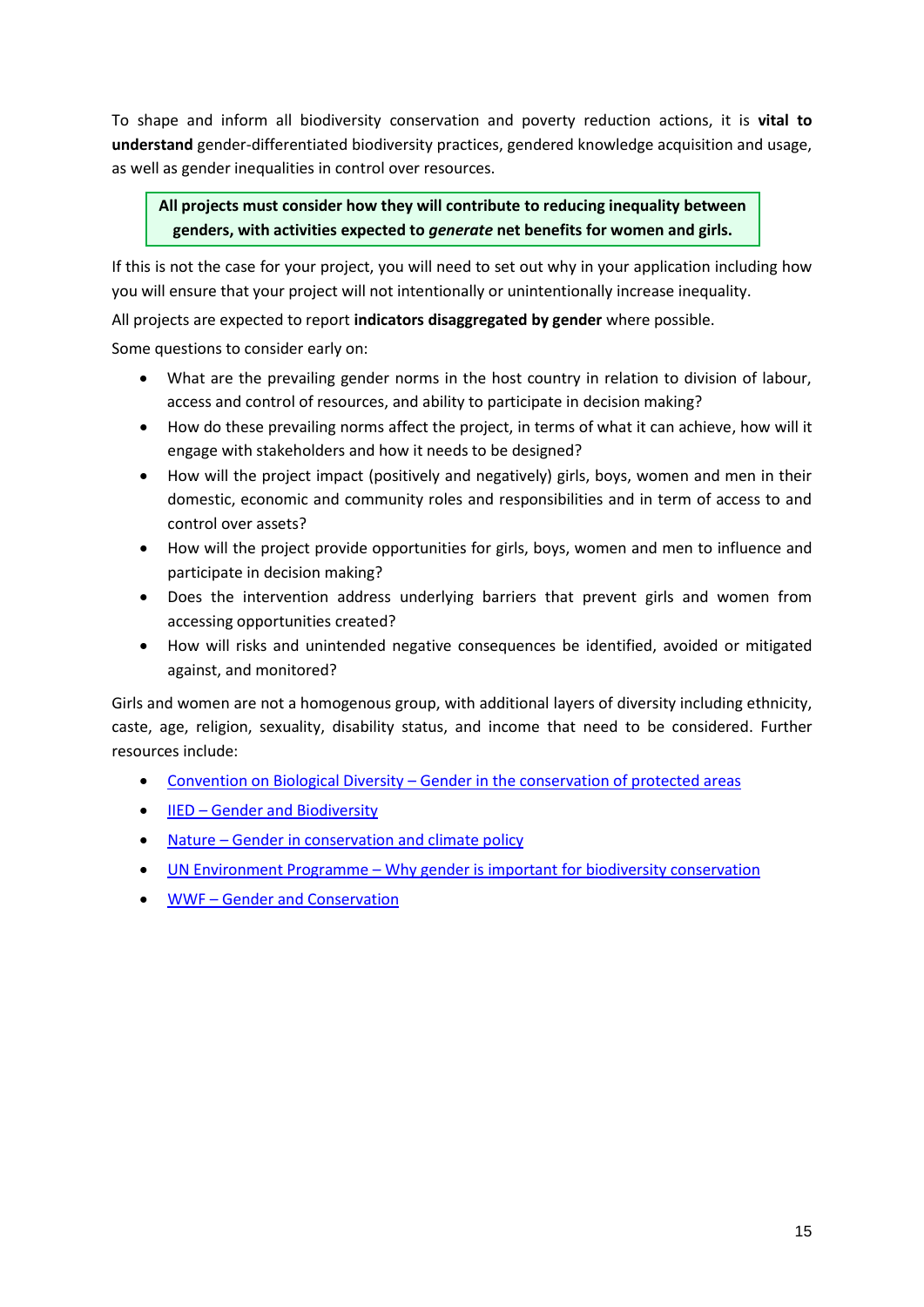To shape and inform all biodiversity conservation and poverty reduction actions, it is **vital to understand** gender-differentiated biodiversity practices, gendered knowledge acquisition and usage, as well as gender inequalities in control over resources.

> **All projects must consider how they will contribute to reducing inequality between genders, with activities expected to *generate* net benefits for women and girls.**

If this is not the case for your project, you will need to set out why in your application including how you will ensure that your project will not intentionally or unintentionally increase inequality.

All projects are expected to report **indicators disaggregated by gender** where possible.

Some questions to consider early on:

- What are the prevailing gender norms in the host country in relation to division of labour, access and control of resources, and ability to participate in decision making?
- How do these prevailing norms affect the project, in terms of what it can achieve, how will it engage with stakeholders and how it needs to be designed?
- How will the project impact (positively and negatively) girls, boys, women and men in their domestic, economic and community roles and responsibilities and in term of access to and control over assets?
- How will the project provide opportunities for girls, boys, women and men to influence and participate in decision making?
- Does the intervention address underlying barriers that prevent girls and women from accessing opportunities created?
- How will risks and unintended negative consequences be identified, avoided or mitigated against, and monitored?

Girls and women are not a homogenous group, with additional layers of diversity including ethnicity, caste, age, religion, sexuality, disability status, and income that need to be considered. Further resources include:

- Convention on Biological Diversity – Gender in the conservation of protected areas
- IIED – Gender and Biodiversity
- Nature – Gender in conservation and climate policy
- UN Environment Programme – Why gender is important for biodiversity conservation
- WWF – Gender and Conservation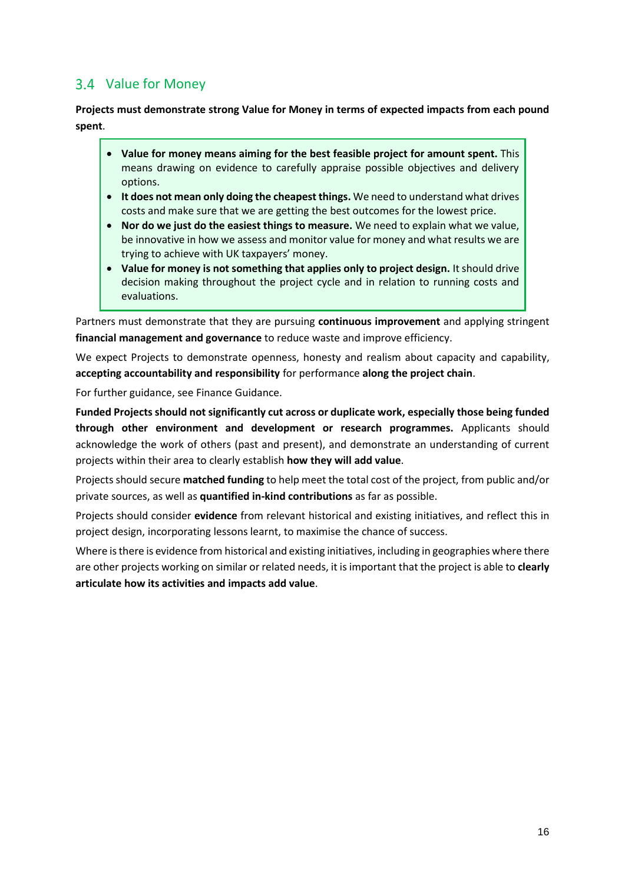## 3.4 Value for Money

**Projects must demonstrate strong Value for Money in terms of expected impacts from each pound spent**.

- **Value for money means aiming for the best feasible project for amount spent.** This means drawing on evidence to carefully appraise possible objectives and delivery options.
- **It does not mean only doing the cheapest things.** We need to understand what drives costs and make sure that we are getting the best outcomes for the lowest price.
- **Nor do we just do the easiest things to measure.** We need to explain what we value, be innovative in how we assess and monitor value for money and what results we are trying to achieve with UK taxpayers' money.
- **Value for money is not something that applies only to project design.** It should drive decision making throughout the project cycle and in relation to running costs and evaluations.

Partners must demonstrate that they are pursuing **continuous improvement** and applying stringent **financial management and governance** to reduce waste and improve efficiency.

We expect Projects to demonstrate openness, honesty and realism about capacity and capability, **accepting accountability and responsibility** for performance **along the project chain**.

For further guidance, see Finance Guidance.

**Funded Projects should not significantly cut across or duplicate work, especially those being funded through other environment and development or research programmes.** Applicants should acknowledge the work of others (past and present), and demonstrate an understanding of current projects within their area to clearly establish **how they will add value**.

Projects should secure **matched funding** to help meet the total cost of the project, from public and/or private sources, as well as **quantified in-kind contributions** as far as possible.

Projects should consider **evidence** from relevant historical and existing initiatives, and reflect this in project design, incorporating lessons learnt, to maximise the chance of success.

Where is there is evidence from historical and existing initiatives, including in geographies where there are other projects working on similar or related needs, it is important that the project is able to **clearly articulate how its activities and impacts add value**.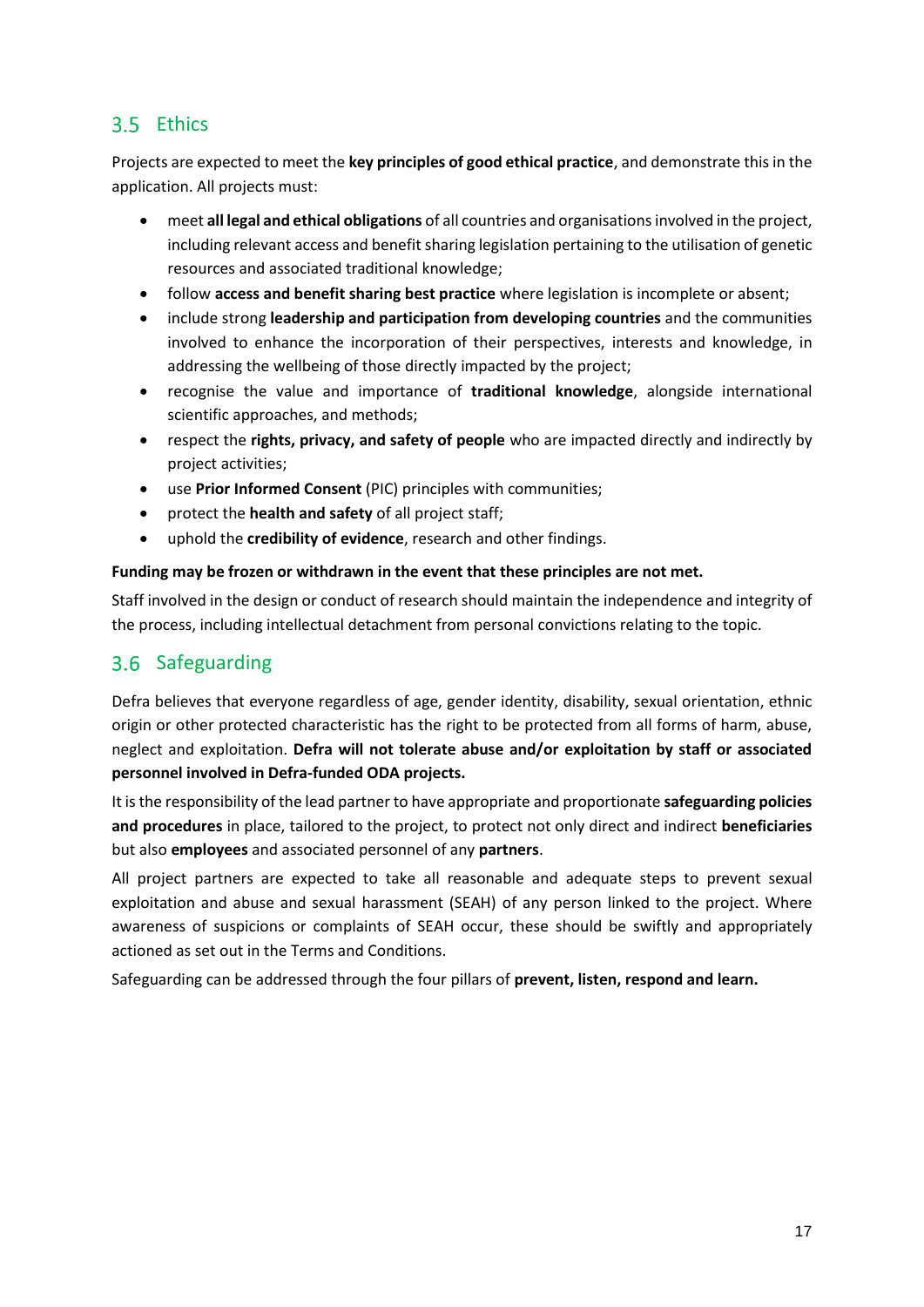## 3.5 Ethics

Projects are expected to meet the **key principles of good ethical practice**, and demonstrate this in the application. All projects must:

- meet **all legal and ethical obligations** of all countries and organisations involved in the project, including relevant access and benefit sharing legislation pertaining to the utilisation of genetic resources and associated traditional knowledge;
- follow **access and benefit sharing best practice** where legislation is incomplete or absent;
- include strong **leadership and participation from developing countries** and the communities involved to enhance the incorporation of their perspectives, interests and knowledge, in addressing the wellbeing of those directly impacted by the project;
- recognise the value and importance of **traditional knowledge**, alongside international scientific approaches, and methods;
- respect the **rights, privacy, and safety of people** who are impacted directly and indirectly by project activities;
- use **Prior Informed Consent** (PIC) principles with communities;
- protect the **health and safety** of all project staff;
- uphold the **credibility of evidence**, research and other findings.

**Funding may be frozen or withdrawn in the event that these principles are not met.**

Staff involved in the design or conduct of research should maintain the independence and integrity of the process, including intellectual detachment from personal convictions relating to the topic.

## 3.6 Safeguarding

Defra believes that everyone regardless of age, gender identity, disability, sexual orientation, ethnic origin or other protected characteristic has the right to be protected from all forms of harm, abuse, neglect and exploitation. **Defra will not tolerate abuse and/or exploitation by staff or associated personnel involved in Defra-funded ODA projects.**

It is the responsibility of the lead partner to have appropriate and proportionate **safeguarding policies and procedures** in place, tailored to the project, to protect not only direct and indirect **beneficiaries** but also **employees** and associated personnel of any **partners**.

All project partners are expected to take all reasonable and adequate steps to prevent sexual exploitation and abuse and sexual harassment (SEAH) of any person linked to the project. Where awareness of suspicions or complaints of SEAH occur, these should be swiftly and appropriately actioned as set out in the Terms and Conditions.

Safeguarding can be addressed through the four pillars of **prevent, listen, respond and learn.**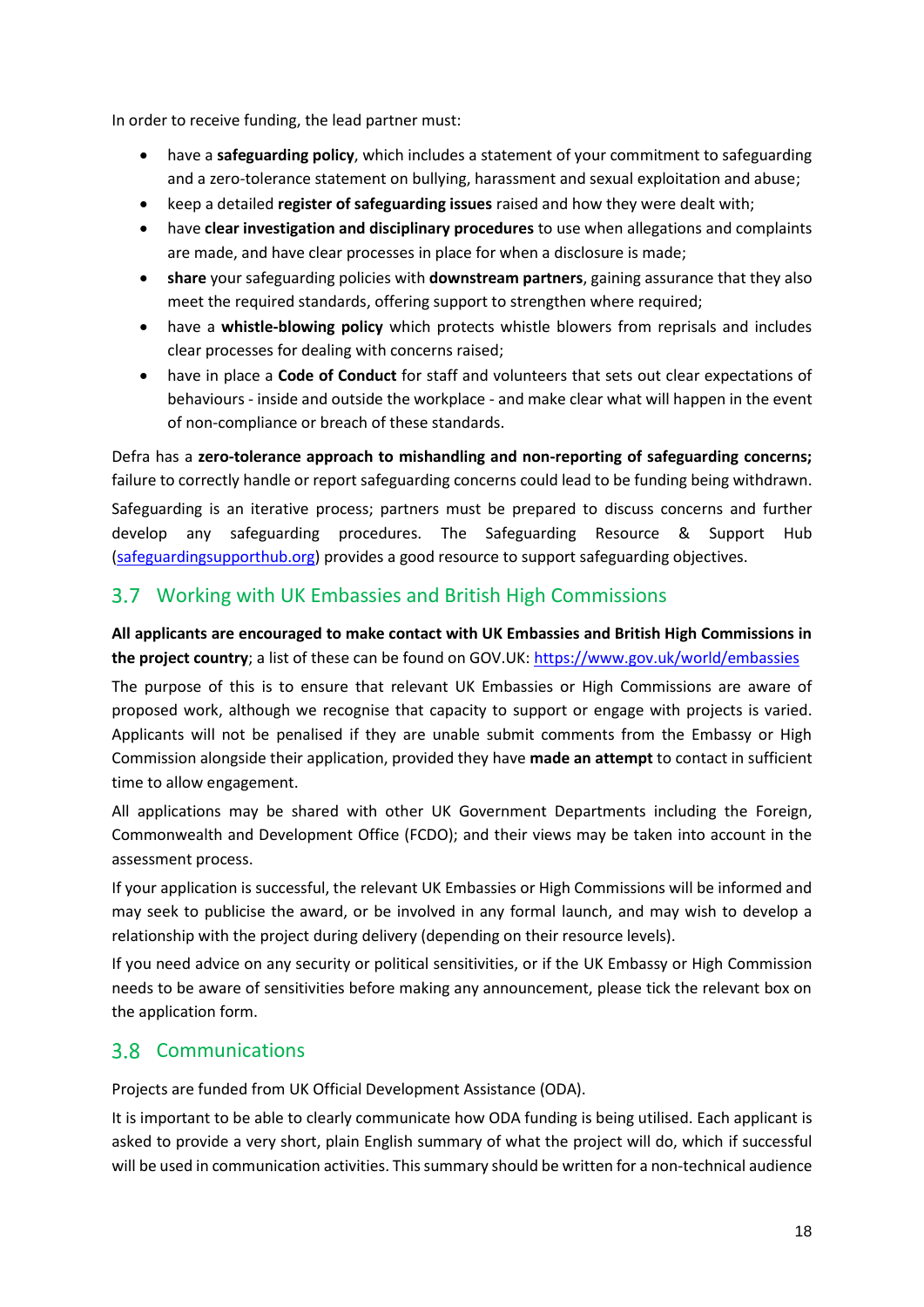In order to receive funding, the lead partner must:

- have a **safeguarding policy**, which includes a statement of your commitment to safeguarding and a zero-tolerance statement on bullying, harassment and sexual exploitation and abuse;
- keep a detailed **register of safeguarding issues** raised and how they were dealt with;
- have **clear investigation and disciplinary procedures** to use when allegations and complaints are made, and have clear processes in place for when a disclosure is made;
- **share** your safeguarding policies with **downstream partners**, gaining assurance that they also meet the required standards, offering support to strengthen where required;
- have a **whistle-blowing policy** which protects whistle blowers from reprisals and includes clear processes for dealing with concerns raised;
- have in place a **Code of Conduct** for staff and volunteers that sets out clear expectations of behaviours - inside and outside the workplace - and make clear what will happen in the event of non-compliance or breach of these standards.

Defra has a **zero-tolerance approach to mishandling and non-reporting of safeguarding concerns;** failure to correctly handle or report safeguarding concerns could lead to be funding being withdrawn.

Safeguarding is an iterative process; partners must be prepared to discuss concerns and further develop any safeguarding procedures. The Safeguarding Resource & Support Hub ([safeguardingsupporthub.org](safeguardingsupporthub.org)) provides a good resource to support safeguarding objectives.

## 3.7 Working with UK Embassies and British High Commissions

**All applicants are encouraged to make contact with UK Embassies and British High Commissions in the project country**; a list of these can be found on GOV.UK: [https://www.gov.uk/world/embassies](https://www.gov.uk/world/embassies)

The purpose of this is to ensure that relevant UK Embassies or High Commissions are aware of proposed work, although we recognise that capacity to support or engage with projects is varied. Applicants will not be penalised if they are unable submit comments from the Embassy or High Commission alongside their application, provided they have **made an attempt** to contact in sufficient time to allow engagement.

All applications may be shared with other UK Government Departments including the Foreign, Commonwealth and Development Office (FCDO); and their views may be taken into account in the assessment process.

If your application is successful, the relevant UK Embassies or High Commissions will be informed and may seek to publicise the award, or be involved in any formal launch, and may wish to develop a relationship with the project during delivery (depending on their resource levels).

If you need advice on any security or political sensitivities, or if the UK Embassy or High Commission needs to be aware of sensitivities before making any announcement, please tick the relevant box on the application form.

## 3.8 Communications

Projects are funded from UK Official Development Assistance (ODA).

It is important to be able to clearly communicate how ODA funding is being utilised. Each applicant is asked to provide a very short, plain English summary of what the project will do, which if successful will be used in communication activities. This summary should be written for a non-technical audience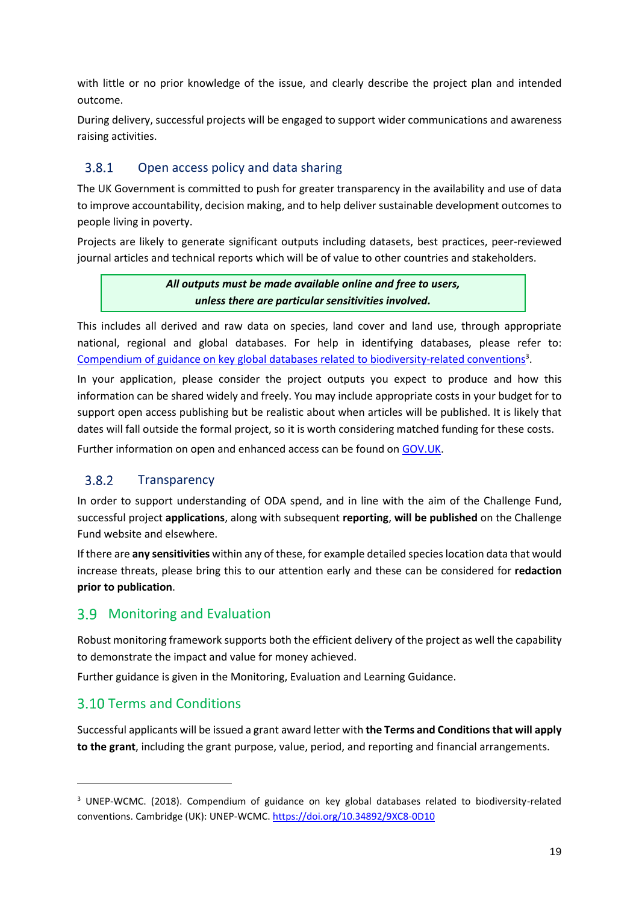with little or no prior knowledge of the issue, and clearly describe the project plan and intended outcome.

During delivery, successful projects will be engaged to support wider communications and awareness raising activities.

### 3.8.1 Open access policy and data sharing

The UK Government is committed to push for greater transparency in the availability and use of data to improve accountability, decision making, and to help deliver sustainable development outcomes to people living in poverty.

Projects are likely to generate significant outputs including datasets, best practices, peer-reviewed journal articles and technical reports which will be of value to other countries and stakeholders.

> ***All outputs must be made available online and free to users, unless there are particular sensitivities involved.***

This includes all derived and raw data on species, land cover and land use, through appropriate national, regional and global databases. For help in identifying databases, please refer to: Compendium of guidance on key global databases related to biodiversity-related conventions[3].

In your application, please consider the project outputs you expect to produce and how this information can be shared widely and freely. You may include appropriate costs in your budget for to support open access publishing but be realistic about when articles will be published. It is likely that dates will fall outside the formal project, so it is worth considering matched funding for these costs.

Further information on open and enhanced access can be found on GOV.UK.

### 3.8.2 Transparency

In order to support understanding of ODA spend, and in line with the aim of the Challenge Fund, successful project **applications**, along with subsequent **reporting**, **will be published** on the Challenge Fund website and elsewhere.

If there are **any sensitivities** within any of these, for example detailed species location data that would increase threats, please bring this to our attention early and these can be considered for **redaction prior to publication**.

## 3.9 Monitoring and Evaluation

Robust monitoring framework supports both the efficient delivery of the project as well the capability to demonstrate the impact and value for money achieved.

Further guidance is given in the Monitoring, Evaluation and Learning Guidance.

## 3.10 Terms and Conditions

Successful applicants will be issued a grant award letter with **the Terms and Conditions that will apply to the grant**, including the grant purpose, value, period, and reporting and financial arrangements.

---

[3] UNEP-WCMC. (2018). Compendium of guidance on key global databases related to biodiversity-related conventions. Cambridge (UK): UNEP-WCMC. https://doi.org/10.34892/9XC8-0D10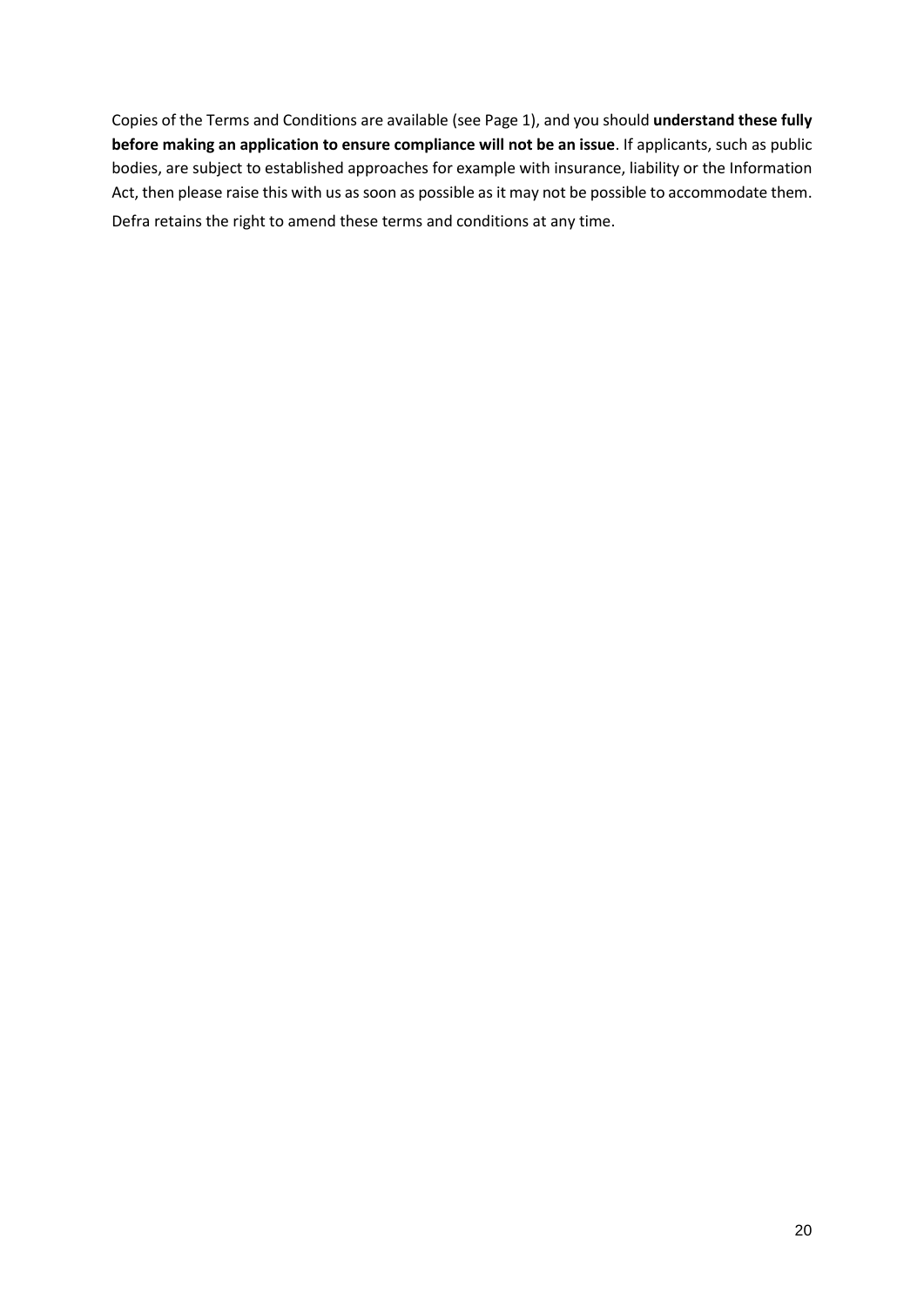Copies of the Terms and Conditions are available (see Page 1), and you should **understand these fully before making an application to ensure compliance will not be an issue**. If applicants, such as public bodies, are subject to established approaches for example with insurance, liability or the Information Act, then please raise this with us as soon as possible as it may not be possible to accommodate them. Defra retains the right to amend these terms and conditions at any time.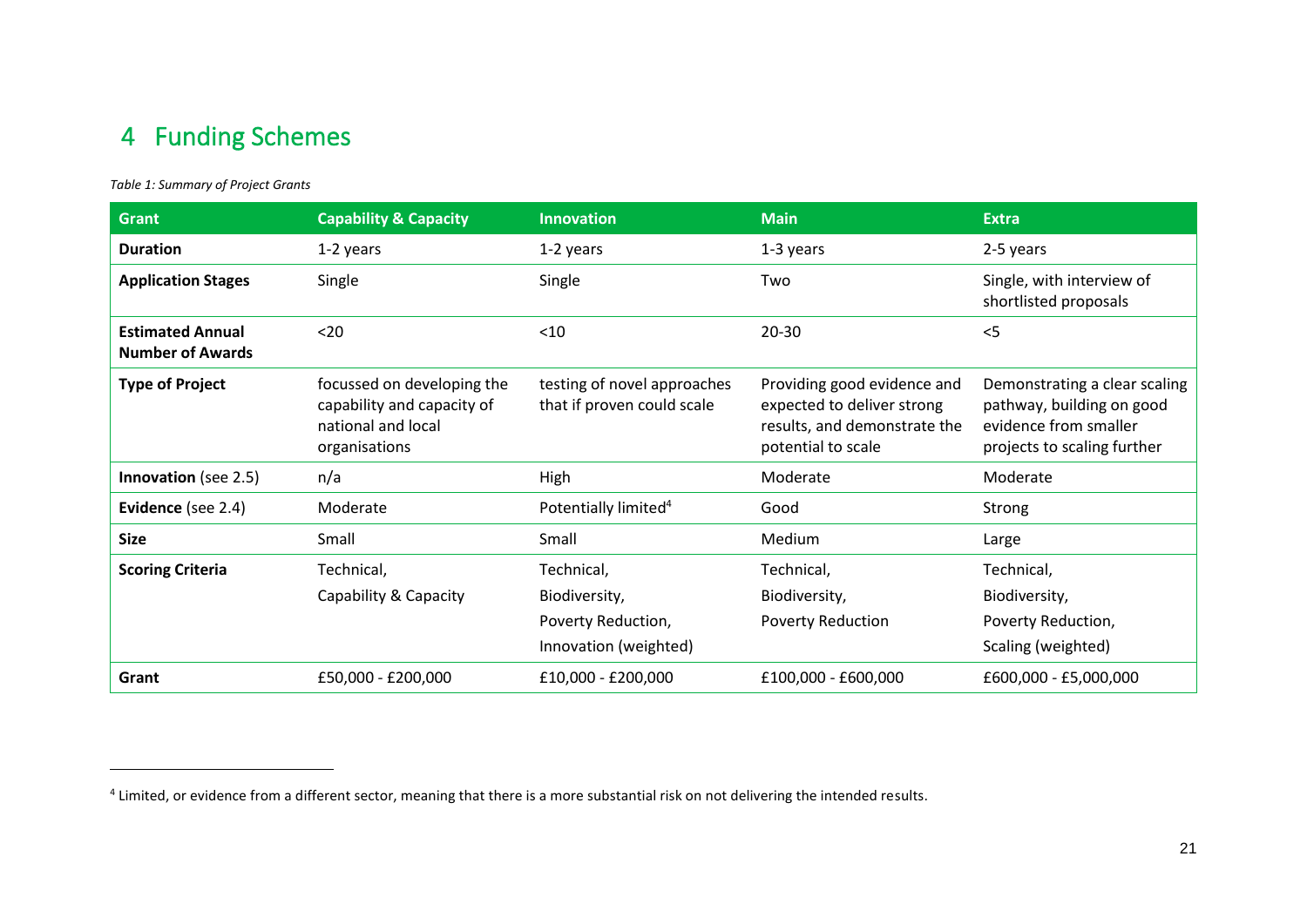# 4 Funding Schemes

*Table 1: Summary of Project Grants*

| Grant | Capability & Capacity | Innovation | Main | Extra |
|---|---|---|---|---|
| **Duration** | 1-2 years | 1-2 years | 1-3 years | 2-5 years |
| **Application Stages** | Single | Single | Two | Single, with interview of shortlisted proposals |
| **Estimated Annual Number of Awards** | <20 | <10 | 20-30 | <5 |
| **Type of Project** | focussed on developing the capability and capacity of national and local organisations | testing of novel approaches that if proven could scale | Providing good evidence and expected to deliver strong results, and demonstrate the potential to scale | Demonstrating a clear scaling pathway, building on good evidence from smaller projects to scaling further |
| **Innovation** (see 2.5) | n/a | High | Moderate | Moderate |
| **Evidence** (see 2.4) | Moderate | Potentially limited[4] | Good | Strong |
| **Size** | Small | Small | Medium | Large |
| **Scoring Criteria** | Technical, Capability & Capacity | Technical, Biodiversity, Poverty Reduction, Innovation (weighted) | Technical, Biodiversity, Poverty Reduction | Technical, Biodiversity, Poverty Reduction, Scaling (weighted) |
| **Grant** | £50,000 - £200,000 | £10,000 - £200,000 | £100,000 - £600,000 | £600,000 - £5,000,000 |

[4] Limited, or evidence from a different sector, meaning that there is a more substantial risk on not delivering the intended results.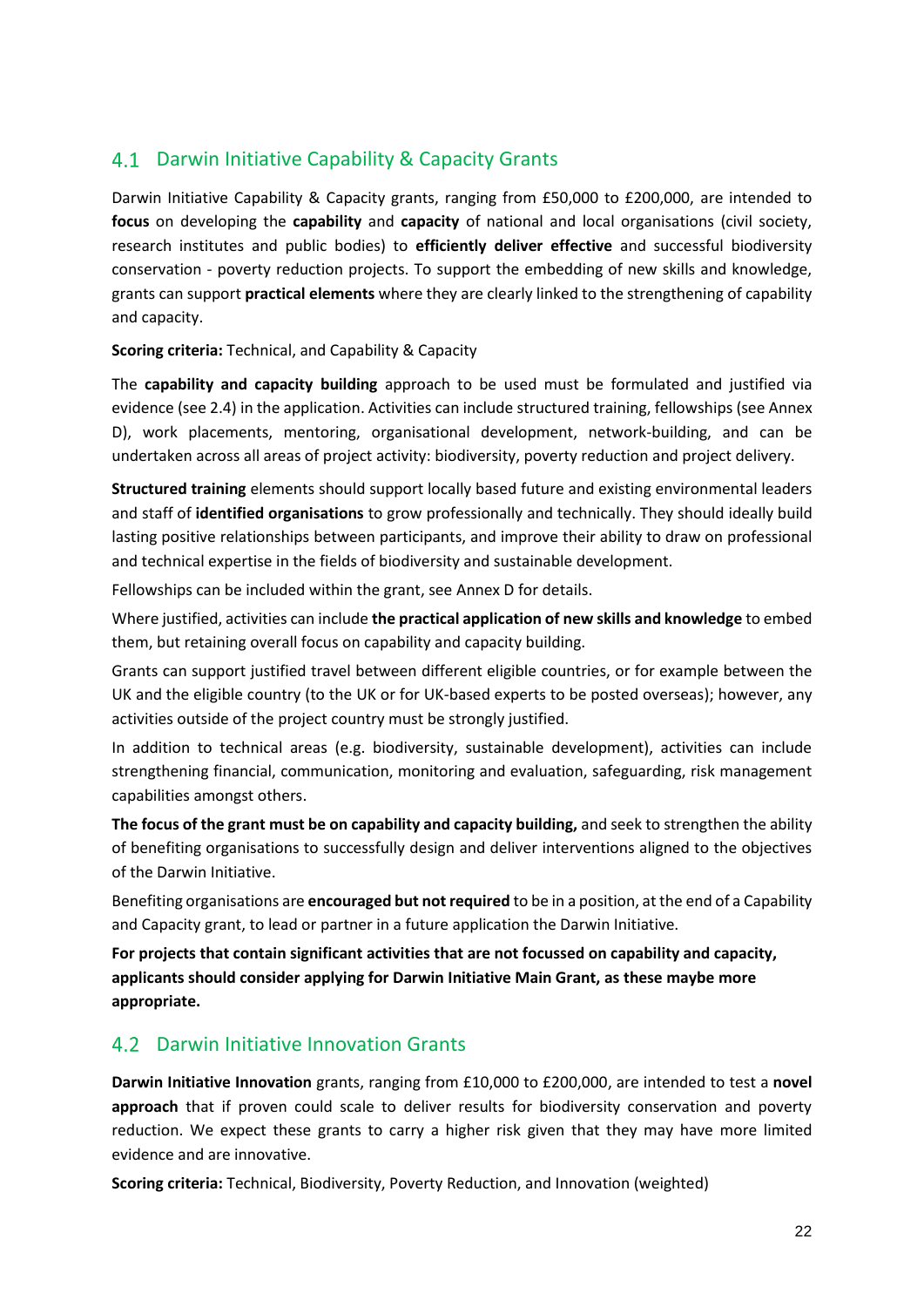## 4.1 Darwin Initiative Capability & Capacity Grants

Darwin Initiative Capability & Capacity grants, ranging from £50,000 to £200,000, are intended to **focus** on developing the **capability** and **capacity** of national and local organisations (civil society, research institutes and public bodies) to **efficiently deliver effective** and successful biodiversity conservation - poverty reduction projects. To support the embedding of new skills and knowledge, grants can support **practical elements** where they are clearly linked to the strengthening of capability and capacity.

**Scoring criteria:** Technical, and Capability & Capacity

The **capability and capacity building** approach to be used must be formulated and justified via evidence (see 2.4) in the application. Activities can include structured training, fellowships (see Annex D), work placements, mentoring, organisational development, network-building, and can be undertaken across all areas of project activity: biodiversity, poverty reduction and project delivery.

**Structured training** elements should support locally based future and existing environmental leaders and staff of **identified organisations** to grow professionally and technically. They should ideally build lasting positive relationships between participants, and improve their ability to draw on professional and technical expertise in the fields of biodiversity and sustainable development.

Fellowships can be included within the grant, see Annex D for details.

Where justified, activities can include **the practical application of new skills and knowledge** to embed them, but retaining overall focus on capability and capacity building.

Grants can support justified travel between different eligible countries, or for example between the UK and the eligible country (to the UK or for UK-based experts to be posted overseas); however, any activities outside of the project country must be strongly justified.

In addition to technical areas (e.g. biodiversity, sustainable development), activities can include strengthening financial, communication, monitoring and evaluation, safeguarding, risk management capabilities amongst others.

**The focus of the grant must be on capability and capacity building,** and seek to strengthen the ability of benefiting organisations to successfully design and deliver interventions aligned to the objectives of the Darwin Initiative.

Benefiting organisations are **encouraged but not required** to be in a position, at the end of a Capability and Capacity grant, to lead or partner in a future application the Darwin Initiative.

**For projects that contain significant activities that are not focussed on capability and capacity, applicants should consider applying for Darwin Initiative Main Grant, as these maybe more appropriate.**

## 4.2 Darwin Initiative Innovation Grants

**Darwin Initiative Innovation** grants, ranging from £10,000 to £200,000, are intended to test a **novel approach** that if proven could scale to deliver results for biodiversity conservation and poverty reduction. We expect these grants to carry a higher risk given that they may have more limited evidence and are innovative.

**Scoring criteria:** Technical, Biodiversity, Poverty Reduction, and Innovation (weighted)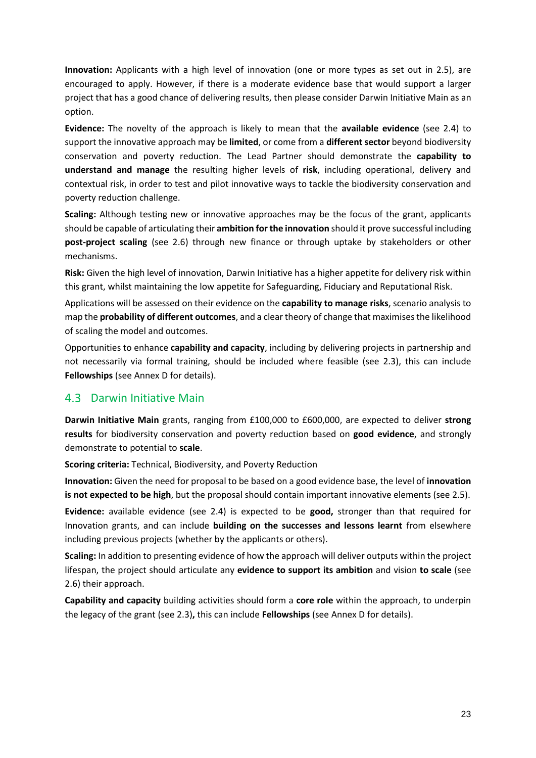**Innovation:** Applicants with a high level of innovation (one or more types as set out in 2.5), are encouraged to apply. However, if there is a moderate evidence base that would support a larger project that has a good chance of delivering results, then please consider Darwin Initiative Main as an option.

**Evidence:** The novelty of the approach is likely to mean that the **available evidence** (see 2.4) to support the innovative approach may be **limited**, or come from a **different sector** beyond biodiversity conservation and poverty reduction. The Lead Partner should demonstrate the **capability to understand and manage** the resulting higher levels of **risk**, including operational, delivery and contextual risk, in order to test and pilot innovative ways to tackle the biodiversity conservation and poverty reduction challenge.

**Scaling:** Although testing new or innovative approaches may be the focus of the grant, applicants should be capable of articulating their **ambition for the innovation** should it prove successful including **post-project scaling** (see 2.6) through new finance or through uptake by stakeholders or other mechanisms.

**Risk:** Given the high level of innovation, Darwin Initiative has a higher appetite for delivery risk within this grant, whilst maintaining the low appetite for Safeguarding, Fiduciary and Reputational Risk.

Applications will be assessed on their evidence on the **capability to manage risks**, scenario analysis to map the **probability of different outcomes**, and a clear theory of change that maximises the likelihood of scaling the model and outcomes.

Opportunities to enhance **capability and capacity**, including by delivering projects in partnership and not necessarily via formal training, should be included where feasible (see 2.3), this can include **Fellowships** (see Annex D for details).

## 4.3 Darwin Initiative Main

**Darwin Initiative Main** grants, ranging from £100,000 to £600,000, are expected to deliver **strong results** for biodiversity conservation and poverty reduction based on **good evidence**, and strongly demonstrate to potential to **scale**.

**Scoring criteria:** Technical, Biodiversity, and Poverty Reduction

**Innovation:** Given the need for proposal to be based on a good evidence base, the level of **innovation is not expected to be high**, but the proposal should contain important innovative elements (see 2.5).

**Evidence:** available evidence (see 2.4) is expected to be **good,** stronger than that required for Innovation grants, and can include **building on the successes and lessons learnt** from elsewhere including previous projects (whether by the applicants or others).

**Scaling:** In addition to presenting evidence of how the approach will deliver outputs within the project lifespan, the project should articulate any **evidence to support its ambition** and vision **to scale** (see 2.6) their approach.

**Capability and capacity** building activities should form a **core role** within the approach, to underpin the legacy of the grant (see 2.3)**,** this can include **Fellowships** (see Annex D for details).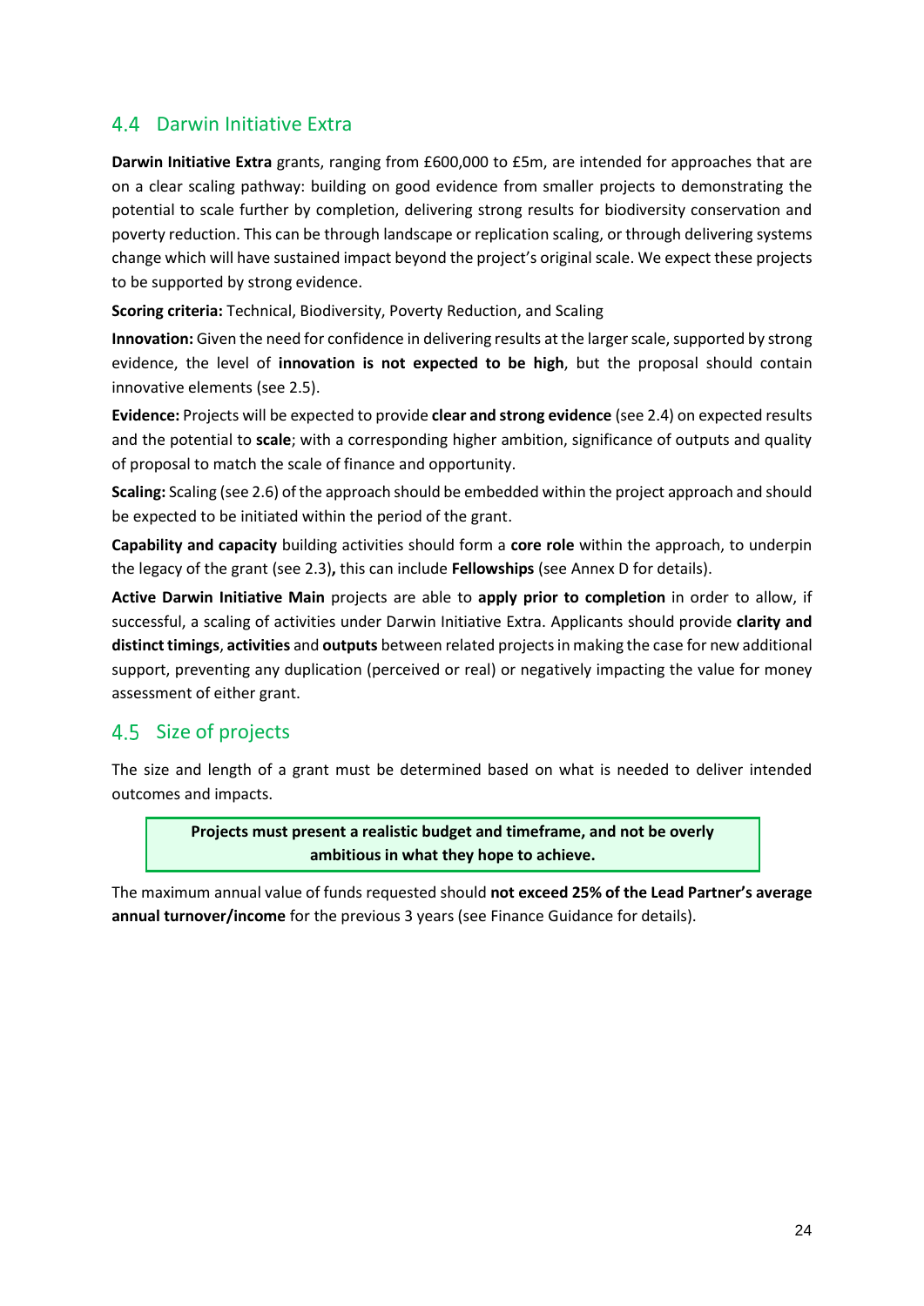## 4.4 Darwin Initiative Extra

**Darwin Initiative Extra** grants, ranging from £600,000 to £5m, are intended for approaches that are on a clear scaling pathway: building on good evidence from smaller projects to demonstrating the potential to scale further by completion, delivering strong results for biodiversity conservation and poverty reduction. This can be through landscape or replication scaling, or through delivering systems change which will have sustained impact beyond the project's original scale. We expect these projects to be supported by strong evidence.

**Scoring criteria:** Technical, Biodiversity, Poverty Reduction, and Scaling

**Innovation:** Given the need for confidence in delivering results at the larger scale, supported by strong evidence, the level of **innovation is not expected to be high**, but the proposal should contain innovative elements (see 2.5).

**Evidence:** Projects will be expected to provide **clear and strong evidence** (see 2.4) on expected results and the potential to **scale**; with a corresponding higher ambition, significance of outputs and quality of proposal to match the scale of finance and opportunity.

**Scaling:** Scaling (see 2.6) of the approach should be embedded within the project approach and should be expected to be initiated within the period of the grant.

**Capability and capacity** building activities should form a **core role** within the approach, to underpin the legacy of the grant (see 2.3)**,** this can include **Fellowships** (see Annex D for details).

**Active Darwin Initiative Main** projects are able to **apply prior to completion** in order to allow, if successful, a scaling of activities under Darwin Initiative Extra. Applicants should provide **clarity and distinct timings**, **activities** and **outputs** between related projects in making the case for new additional support, preventing any duplication (perceived or real) or negatively impacting the value for money assessment of either grant.

## 4.5 Size of projects

The size and length of a grant must be determined based on what is needed to deliver intended outcomes and impacts.

**Projects must present a realistic budget and timeframe, and not be overly ambitious in what they hope to achieve.**

The maximum annual value of funds requested should **not exceed 25% of the Lead Partner's average annual turnover/income** for the previous 3 years (see Finance Guidance for details).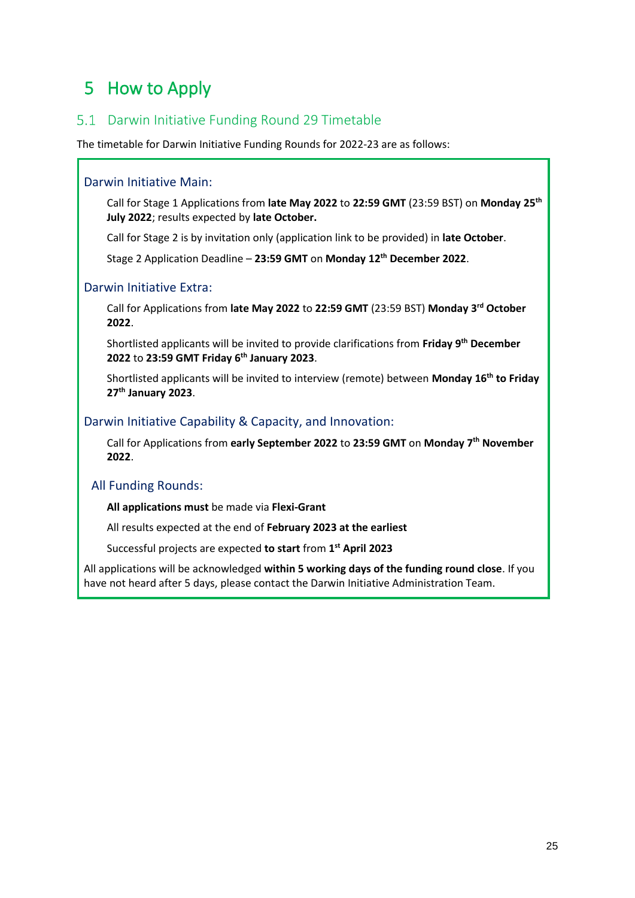# 5 How to Apply

## 5.1 Darwin Initiative Funding Round 29 Timetable

The timetable for Darwin Initiative Funding Rounds for 2022-23 are as follows:

### Darwin Initiative Main:

Call for Stage 1 Applications from **late May 2022** to **22:59 GMT** (23:59 BST) on **Monday 25th July 2022**; results expected by **late October.**

Call for Stage 2 is by invitation only (application link to be provided) in **late October**.

Stage 2 Application Deadline – **23:59 GMT** on **Monday 12th December 2022**.

### Darwin Initiative Extra:

Call for Applications from **late May 2022** to **22:59 GMT** (23:59 BST) **Monday 3rd October 2022**.

Shortlisted applicants will be invited to provide clarifications from **Friday 9th December 2022** to **23:59 GMT Friday 6th January 2023**.

Shortlisted applicants will be invited to interview (remote) between **Monday 16th to Friday 27th January 2023**.

### Darwin Initiative Capability & Capacity, and Innovation:

Call for Applications from **early September 2022** to **23:59 GMT** on **Monday 7th November 2022**.

### All Funding Rounds:

**All applications must** be made via **Flexi-Grant**

All results expected at the end of **February 2023 at the earliest**

Successful projects are expected **to start** from **1st April 2023**

All applications will be acknowledged **within 5 working days of the funding round close**. If you have not heard after 5 days, please contact the Darwin Initiative Administration Team.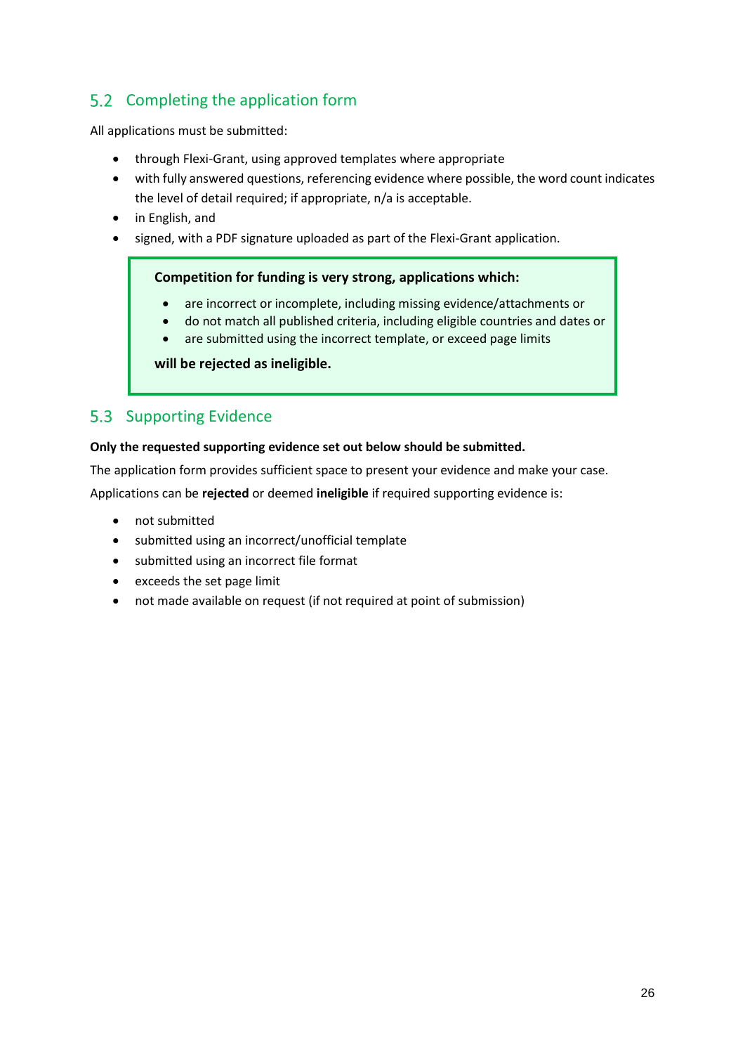## 5.2 Completing the application form

All applications must be submitted:

- through Flexi-Grant, using approved templates where appropriate
- with fully answered questions, referencing evidence where possible, the word count indicates the level of detail required; if appropriate, n/a is acceptable.
- in English, and
- signed, with a PDF signature uploaded as part of the Flexi-Grant application.

> **Competition for funding is very strong, applications which:**
>
> - are incorrect or incomplete, including missing evidence/attachments or
> - do not match all published criteria, including eligible countries and dates or
> - are submitted using the incorrect template, or exceed page limits
>
> **will be rejected as ineligible.**

## 5.3 Supporting Evidence

**Only the requested supporting evidence set out below should be submitted.**

The application form provides sufficient space to present your evidence and make your case.

Applications can be **rejected** or deemed **ineligible** if required supporting evidence is:

- not submitted
- submitted using an incorrect/unofficial template
- submitted using an incorrect file format
- exceeds the set page limit
- not made available on request (if not required at point of submission)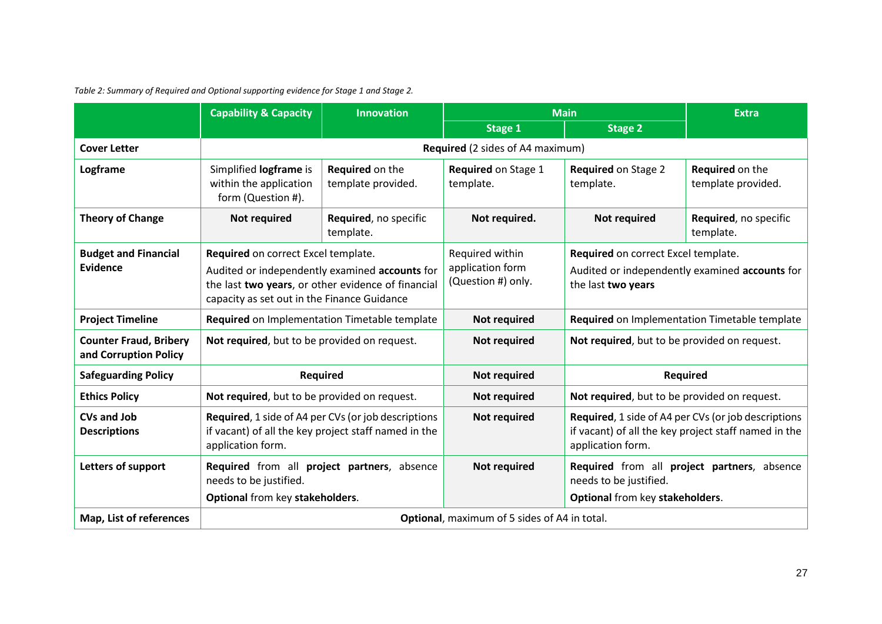*Table 2: Summary of Required and Optional supporting evidence for Stage 1 and Stage 2.*

| | Capability & Capacity | Innovation | Main | | Extra |
|---|---|---|---|---|---|
| | | | Stage 1 | Stage 2 | |
| **Cover Letter** | **Required** (2 sides of A4 maximum) | | | | |
| **Logframe** | Simplified **logframe** is within the application form (Question #). | **Required** on the template provided. | **Required** on Stage 1 template. | **Required** on Stage 2 template. | **Required** on the template provided. |
| **Theory of Change** | **Not required** | **Required**, no specific template. | **Not required.** | **Not required** | **Required**, no specific template. |
| **Budget and Financial Evidence** | **Required** on correct Excel template. Audited or independently examined **accounts** for the last **two years**, or other evidence of financial capacity as set out in the Finance Guidance | | Required within application form (Question #) only. | **Required** on correct Excel template. Audited or independently examined **accounts** for the last **two years** | |
| **Project Timeline** | **Required** on Implementation Timetable template | | **Not required** | **Required** on Implementation Timetable template | |
| **Counter Fraud, Bribery and Corruption Policy** | **Not required**, but to be provided on request. | | **Not required** | **Not required**, but to be provided on request. | |
| **Safeguarding Policy** | **Required** | | **Not required** | **Required** | |
| **Ethics Policy** | **Not required**, but to be provided on request. | | **Not required** | **Not required**, but to be provided on request. | |
| **CVs and Job Descriptions** | **Required**, 1 side of A4 per CVs (or job descriptions if vacant) of all the key project staff named in the application form. | | **Not required** | **Required**, 1 side of A4 per CVs (or job descriptions if vacant) of all the key project staff named in the application form. | |
| **Letters of support** | **Required** from all **project partners**, absence needs to be justified. **Optional** from key **stakeholders**. | | **Not required** | **Required** from all **project partners**, absence needs to be justified. **Optional** from key **stakeholders**. | |
| **Map, List of references** | **Optional**, maximum of 5 sides of A4 in total. | | | | |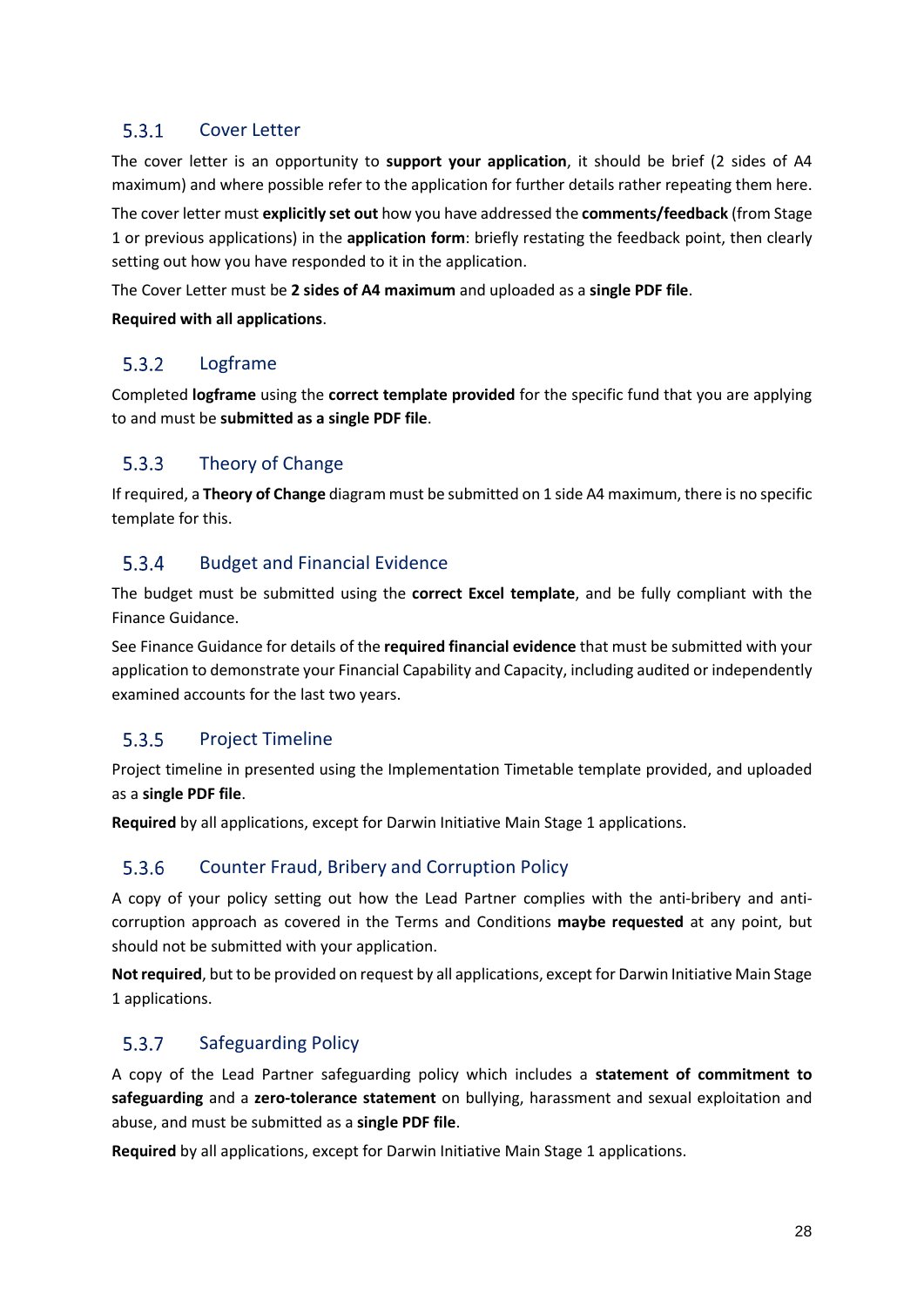### 5.3.1 Cover Letter

The cover letter is an opportunity to **support your application**, it should be brief (2 sides of A4 maximum) and where possible refer to the application for further details rather repeating them here.

The cover letter must **explicitly set out** how you have addressed the **comments/feedback** (from Stage 1 or previous applications) in the **application form**: briefly restating the feedback point, then clearly setting out how you have responded to it in the application.

The Cover Letter must be **2 sides of A4 maximum** and uploaded as a **single PDF file**.

**Required with all applications**.

### 5.3.2 Logframe

Completed **logframe** using the **correct template provided** for the specific fund that you are applying to and must be **submitted as a single PDF file**.

### 5.3.3 Theory of Change

If required, a **Theory of Change** diagram must be submitted on 1 side A4 maximum, there is no specific template for this.

### 5.3.4 Budget and Financial Evidence

The budget must be submitted using the **correct Excel template**, and be fully compliant with the Finance Guidance.

See Finance Guidance for details of the **required financial evidence** that must be submitted with your application to demonstrate your Financial Capability and Capacity, including audited or independently examined accounts for the last two years.

### 5.3.5 Project Timeline

Project timeline in presented using the Implementation Timetable template provided, and uploaded as a **single PDF file**.

**Required** by all applications, except for Darwin Initiative Main Stage 1 applications.

### 5.3.6 Counter Fraud, Bribery and Corruption Policy

A copy of your policy setting out how the Lead Partner complies with the anti-bribery and anti-corruption approach as covered in the Terms and Conditions **maybe requested** at any point, but should not be submitted with your application.

**Not required**, but to be provided on request by all applications, except for Darwin Initiative Main Stage 1 applications.

### 5.3.7 Safeguarding Policy

A copy of the Lead Partner safeguarding policy which includes a **statement of commitment to safeguarding** and a **zero-tolerance statement** on bullying, harassment and sexual exploitation and abuse, and must be submitted as a **single PDF file**.

**Required** by all applications, except for Darwin Initiative Main Stage 1 applications.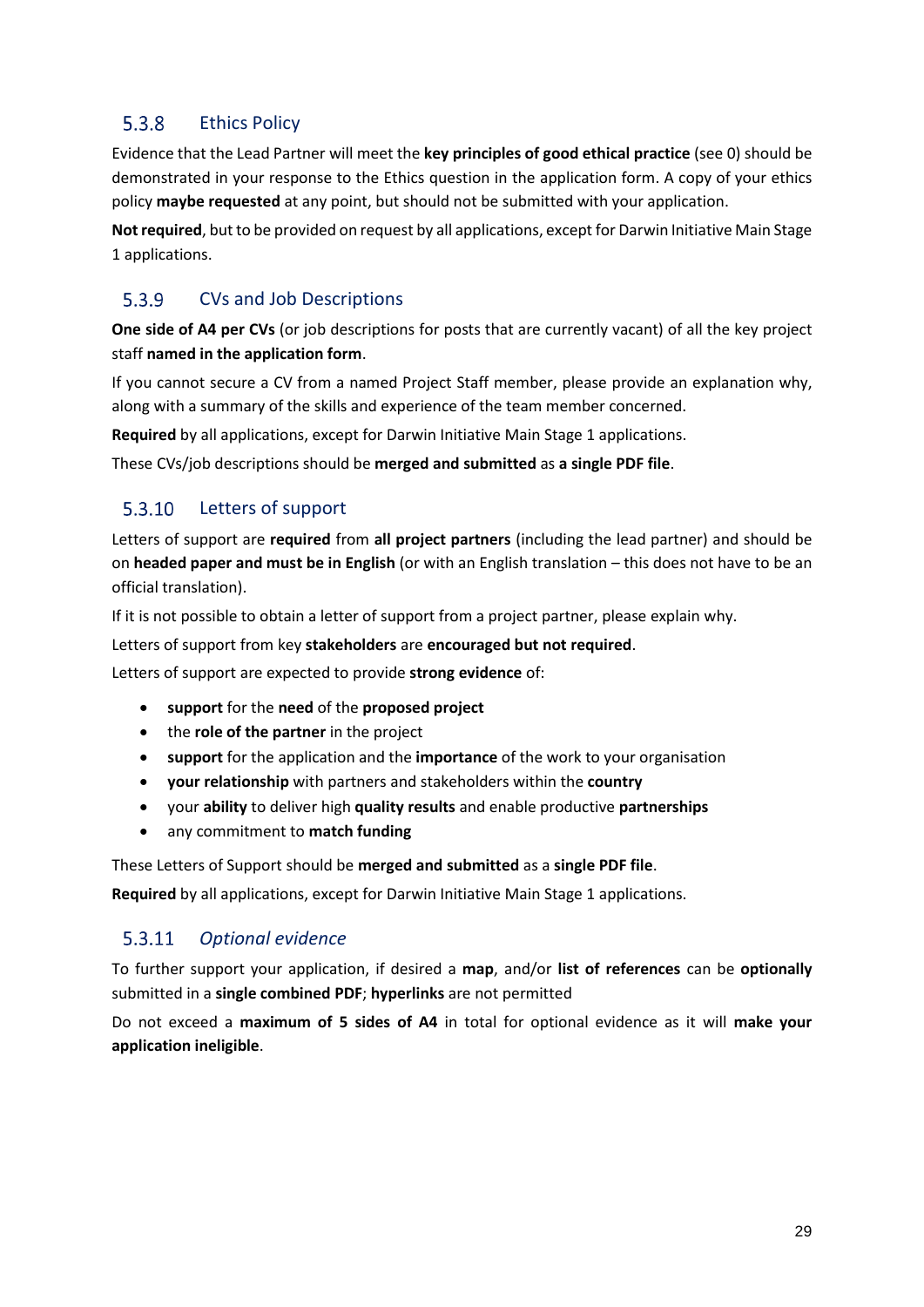### 5.3.8 Ethics Policy

Evidence that the Lead Partner will meet the **key principles of good ethical practice** (see 0) should be demonstrated in your response to the Ethics question in the application form. A copy of your ethics policy **maybe requested** at any point, but should not be submitted with your application.

**Not required**, but to be provided on request by all applications, except for Darwin Initiative Main Stage 1 applications.

### 5.3.9 CVs and Job Descriptions

**One side of A4 per CVs** (or job descriptions for posts that are currently vacant) of all the key project staff **named in the application form**.

If you cannot secure a CV from a named Project Staff member, please provide an explanation why, along with a summary of the skills and experience of the team member concerned.

**Required** by all applications, except for Darwin Initiative Main Stage 1 applications.

These CVs/job descriptions should be **merged and submitted** as **a single PDF file**.

### 5.3.10 Letters of support

Letters of support are **required** from **all project partners** (including the lead partner) and should be on **headed paper and must be in English** (or with an English translation – this does not have to be an official translation).

If it is not possible to obtain a letter of support from a project partner, please explain why.

Letters of support from key **stakeholders** are **encouraged but not required**.

Letters of support are expected to provide **strong evidence** of:

- **support** for the **need** of the **proposed project**
- the **role of the partner** in the project
- **support** for the application and the **importance** of the work to your organisation
- **your relationship** with partners and stakeholders within the **country**
- your **ability** to deliver high **quality results** and enable productive **partnerships**
- any commitment to **match funding**

These Letters of Support should be **merged and submitted** as a **single PDF file**.

**Required** by all applications, except for Darwin Initiative Main Stage 1 applications.

### 5.3.11 *Optional evidence*

To further support your application, if desired a **map**, and/or **list of references** can be **optionally** submitted in a **single combined PDF**; **hyperlinks** are not permitted

Do not exceed a **maximum of 5 sides of A4** in total for optional evidence as it will **make your application ineligible**.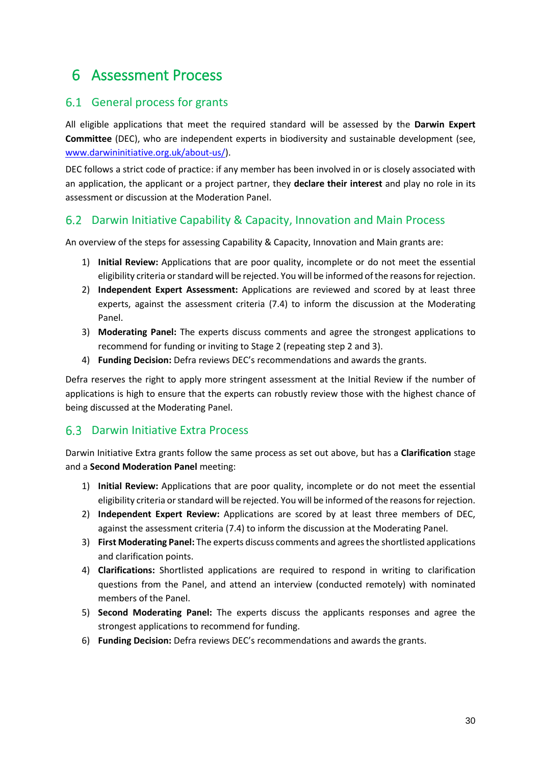# 6 Assessment Process

## 6.1 General process for grants

All eligible applications that meet the required standard will be assessed by the **Darwin Expert Committee** (DEC), who are independent experts in biodiversity and sustainable development (see, www.darwininitiative.org.uk/about-us/).

DEC follows a strict code of practice: if any member has been involved in or is closely associated with an application, the applicant or a project partner, they **declare their interest** and play no role in its assessment or discussion at the Moderation Panel.

## 6.2 Darwin Initiative Capability & Capacity, Innovation and Main Process

An overview of the steps for assessing Capability & Capacity, Innovation and Main grants are:

1) **Initial Review:** Applications that are poor quality, incomplete or do not meet the essential eligibility criteria or standard will be rejected. You will be informed of the reasons for rejection.
2) **Independent Expert Assessment:** Applications are reviewed and scored by at least three experts, against the assessment criteria (7.4) to inform the discussion at the Moderating Panel.
3) **Moderating Panel:** The experts discuss comments and agree the strongest applications to recommend for funding or inviting to Stage 2 (repeating step 2 and 3).
4) **Funding Decision:** Defra reviews DEC's recommendations and awards the grants.

Defra reserves the right to apply more stringent assessment at the Initial Review if the number of applications is high to ensure that the experts can robustly review those with the highest chance of being discussed at the Moderating Panel.

## 6.3 Darwin Initiative Extra Process

Darwin Initiative Extra grants follow the same process as set out above, but has a **Clarification** stage and a **Second Moderation Panel** meeting:

1) **Initial Review:** Applications that are poor quality, incomplete or do not meet the essential eligibility criteria or standard will be rejected. You will be informed of the reasons for rejection.
2) **Independent Expert Review:** Applications are scored by at least three members of DEC, against the assessment criteria (7.4) to inform the discussion at the Moderating Panel.
3) **First Moderating Panel:** The experts discuss comments and agrees the shortlisted applications and clarification points.
4) **Clarifications:** Shortlisted applications are required to respond in writing to clarification questions from the Panel, and attend an interview (conducted remotely) with nominated members of the Panel.
5) **Second Moderating Panel:** The experts discuss the applicants responses and agree the strongest applications to recommend for funding.
6) **Funding Decision:** Defra reviews DEC's recommendations and awards the grants.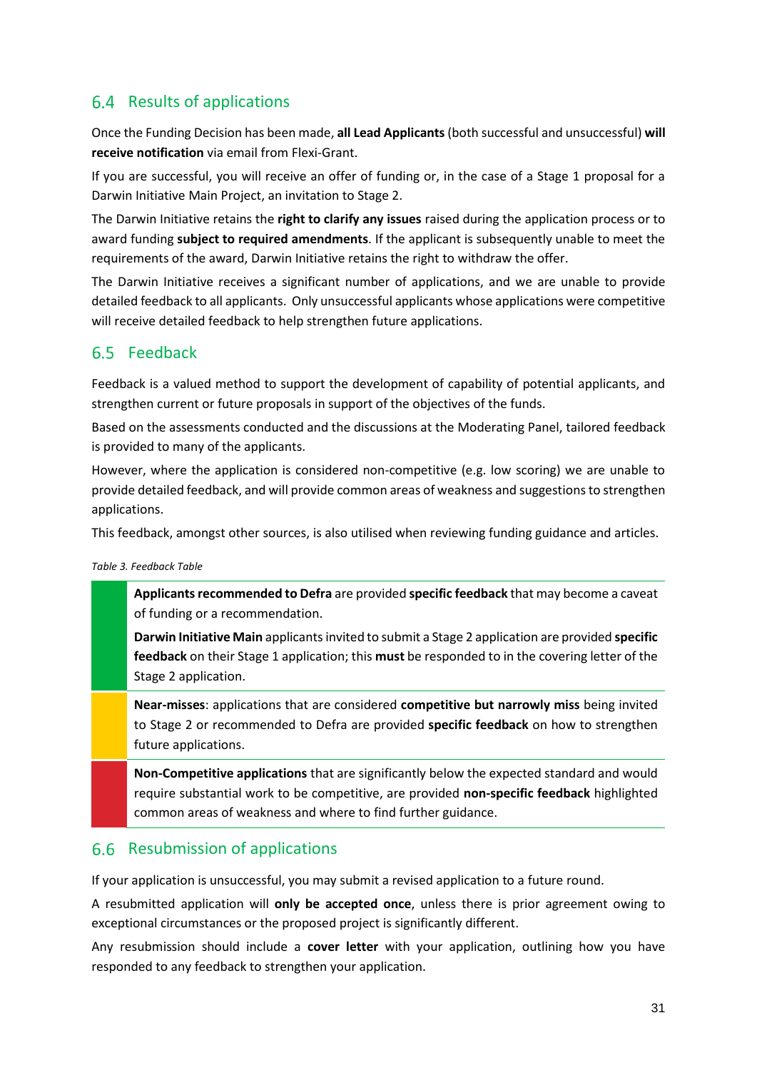## 6.4 Results of applications

Once the Funding Decision has been made, **all Lead Applicants** (both successful and unsuccessful) **will receive notification** via email from Flexi-Grant.

If you are successful, you will receive an offer of funding or, in the case of a Stage 1 proposal for a Darwin Initiative Main Project, an invitation to Stage 2.

The Darwin Initiative retains the **right to clarify any issues** raised during the application process or to award funding **subject to required amendments**. If the applicant is subsequently unable to meet the requirements of the award, Darwin Initiative retains the right to withdraw the offer.

The Darwin Initiative receives a significant number of applications, and we are unable to provide detailed feedback to all applicants. Only unsuccessful applicants whose applications were competitive will receive detailed feedback to help strengthen future applications.

## 6.5 Feedback

Feedback is a valued method to support the development of capability of potential applicants, and strengthen current or future proposals in support of the objectives of the funds.

Based on the assessments conducted and the discussions at the Moderating Panel, tailored feedback is provided to many of the applicants.

However, where the application is considered non-competitive (e.g. low scoring) we are unable to provide detailed feedback, and will provide common areas of weakness and suggestions to strengthen applications.

This feedback, amongst other sources, is also utilised when reviewing funding guidance and articles.

*Table 3. Feedback Table*

| | |
|---|---|
| (Green) | **Applicants recommended to Defra** are provided **specific feedback** that may become a caveat of funding or a recommendation. <br> **Darwin Initiative Main** applicants invited to submit a Stage 2 application are provided **specific feedback** on their Stage 1 application; this **must** be responded to in the covering letter of the Stage 2 application. |
| (Amber) | **Near-misses**: applications that are considered **competitive but narrowly miss** being invited to Stage 2 or recommended to Defra are provided **specific feedback** on how to strengthen future applications. |
| (Red) | **Non-Competitive applications** that are significantly below the expected standard and would require substantial work to be competitive, are provided **non-specific feedback** highlighted common areas of weakness and where to find further guidance. |

## 6.6 Resubmission of applications

If your application is unsuccessful, you may submit a revised application to a future round.

A resubmitted application will **only be accepted once**, unless there is prior agreement owing to exceptional circumstances or the proposed project is significantly different.

Any resubmission should include a **cover letter** with your application, outlining how you have responded to any feedback to strengthen your application.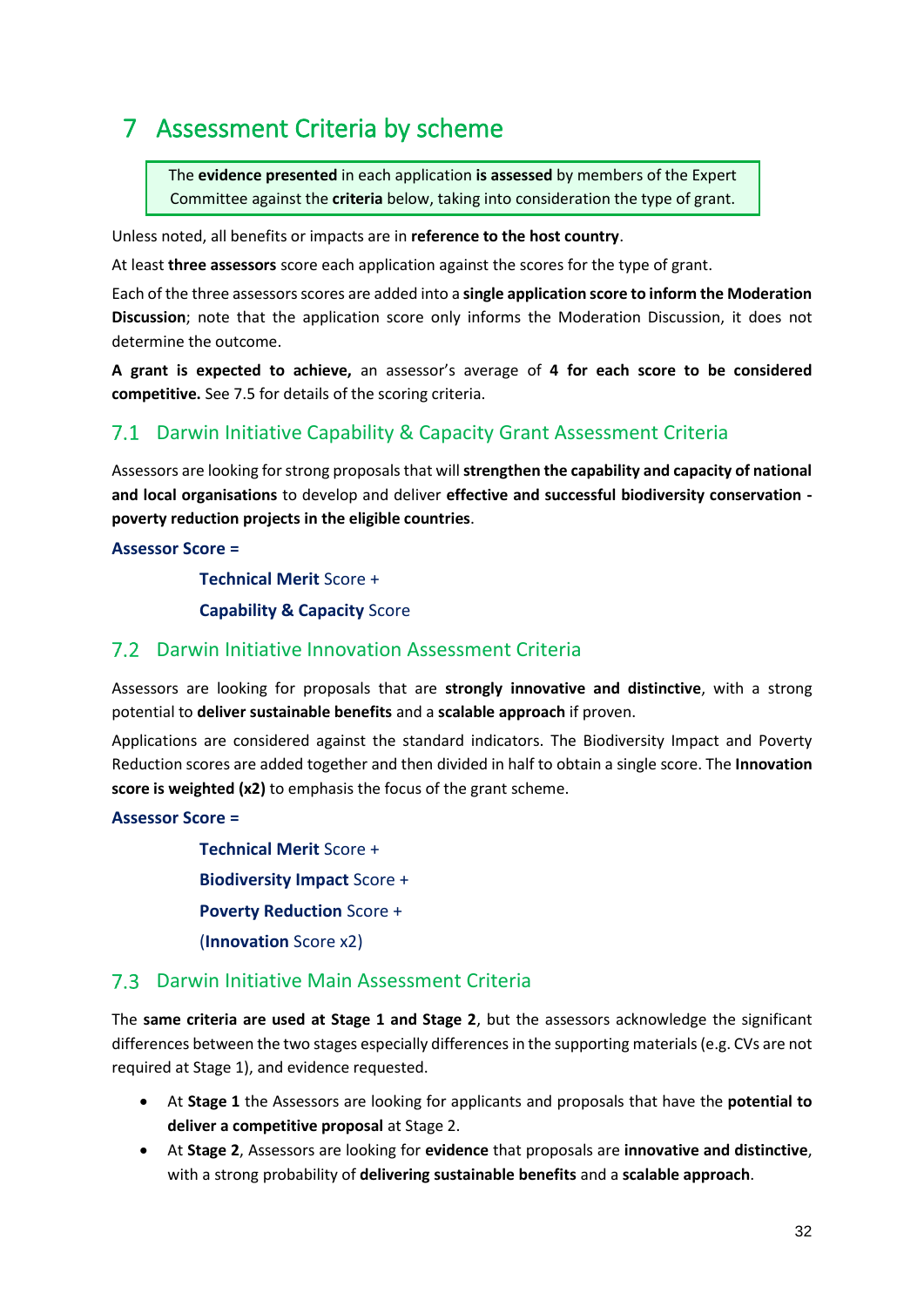# 7 Assessment Criteria by scheme

> The **evidence presented** in each application **is assessed** by members of the Expert Committee against the **criteria** below, taking into consideration the type of grant.

Unless noted, all benefits or impacts are in **reference to the host country**.

At least **three assessors** score each application against the scores for the type of grant.

Each of the three assessors scores are added into a **single application score to inform the Moderation Discussion**; note that the application score only informs the Moderation Discussion, it does not determine the outcome.

**A grant is expected to achieve,** an assessor's average of **4 for each score to be considered competitive.** See 7.5 for details of the scoring criteria.

## 7.1 Darwin Initiative Capability & Capacity Grant Assessment Criteria

Assessors are looking for strong proposals that will **strengthen the capability and capacity of national and local organisations** to develop and deliver **effective and successful biodiversity conservation - poverty reduction projects in the eligible countries**.

**Assessor Score =**

**Technical Merit** Score +

**Capability & Capacity** Score

## 7.2 Darwin Initiative Innovation Assessment Criteria

Assessors are looking for proposals that are **strongly innovative and distinctive**, with a strong potential to **deliver sustainable benefits** and a **scalable approach** if proven.

Applications are considered against the standard indicators. The Biodiversity Impact and Poverty Reduction scores are added together and then divided in half to obtain a single score. The **Innovation score is weighted (x2)** to emphasis the focus of the grant scheme.

**Assessor Score =**

**Technical Merit** Score +

**Biodiversity Impact** Score +

**Poverty Reduction** Score +

(**Innovation** Score x2)

## 7.3 Darwin Initiative Main Assessment Criteria

The **same criteria are used at Stage 1 and Stage 2**, but the assessors acknowledge the significant differences between the two stages especially differences in the supporting materials (e.g. CVs are not required at Stage 1), and evidence requested.

- At **Stage 1** the Assessors are looking for applicants and proposals that have the **potential to deliver a competitive proposal** at Stage 2.
- At **Stage 2**, Assessors are looking for **evidence** that proposals are **innovative and distinctive**, with a strong probability of **delivering sustainable benefits** and a **scalable approach**.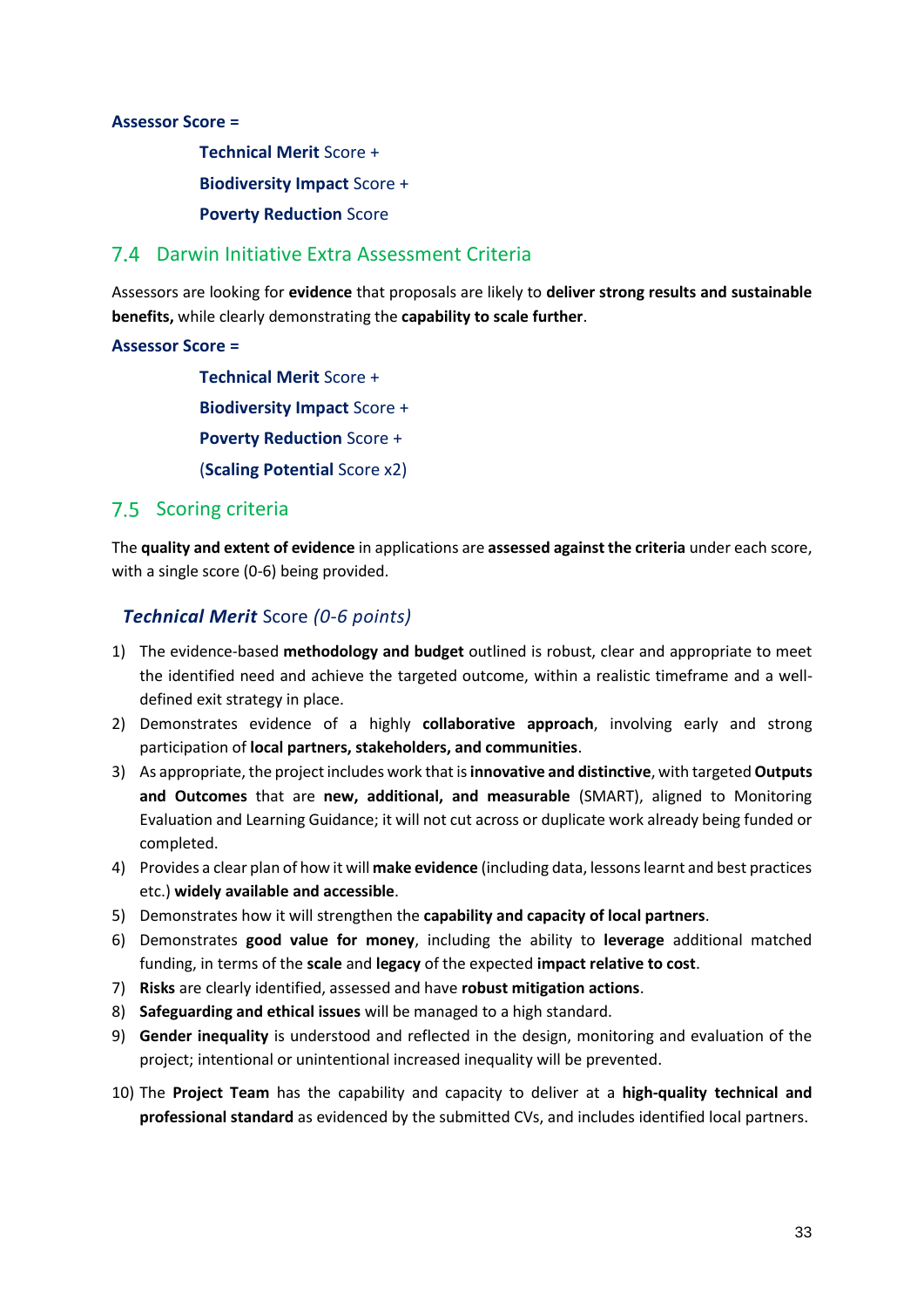**Assessor Score =**

> **Technical Merit** Score +
>
> **Biodiversity Impact** Score +
>
> **Poverty Reduction** Score

## 7.4 Darwin Initiative Extra Assessment Criteria

Assessors are looking for **evidence** that proposals are likely to **deliver strong results and sustainable benefits,** while clearly demonstrating the **capability to scale further**.

**Assessor Score =**

> **Technical Merit** Score +
>
> **Biodiversity Impact** Score +
>
> **Poverty Reduction** Score +
>
> (**Scaling Potential** Score x2)

## 7.5 Scoring criteria

The **quality and extent of evidence** in applications are **assessed against the criteria** under each score, with a single score (0-6) being provided.

### ***Technical Merit*** Score *(0-6 points)*

1) The evidence-based **methodology and budget** outlined is robust, clear and appropriate to meet the identified need and achieve the targeted outcome, within a realistic timeframe and a well-defined exit strategy in place.
2) Demonstrates evidence of a highly **collaborative approach**, involving early and strong participation of **local partners, stakeholders, and communities**.
3) As appropriate, the project includes work that is **innovative and distinctive**, with targeted **Outputs and Outcomes** that are **new, additional, and measurable** (SMART), aligned to Monitoring Evaluation and Learning Guidance; it will not cut across or duplicate work already being funded or completed.
4) Provides a clear plan of how it will **make evidence** (including data, lessons learnt and best practices etc.) **widely available and accessible**.
5) Demonstrates how it will strengthen the **capability and capacity of local partners**.
6) Demonstrates **good value for money**, including the ability to **leverage** additional matched funding, in terms of the **scale** and **legacy** of the expected **impact relative to cost**.
7) **Risks** are clearly identified, assessed and have **robust mitigation actions**.
8) **Safeguarding and ethical issues** will be managed to a high standard.
9) **Gender inequality** is understood and reflected in the design, monitoring and evaluation of the project; intentional or unintentional increased inequality will be prevented.
10) The **Project Team** has the capability and capacity to deliver at a **high-quality technical and professional standard** as evidenced by the submitted CVs, and includes identified local partners.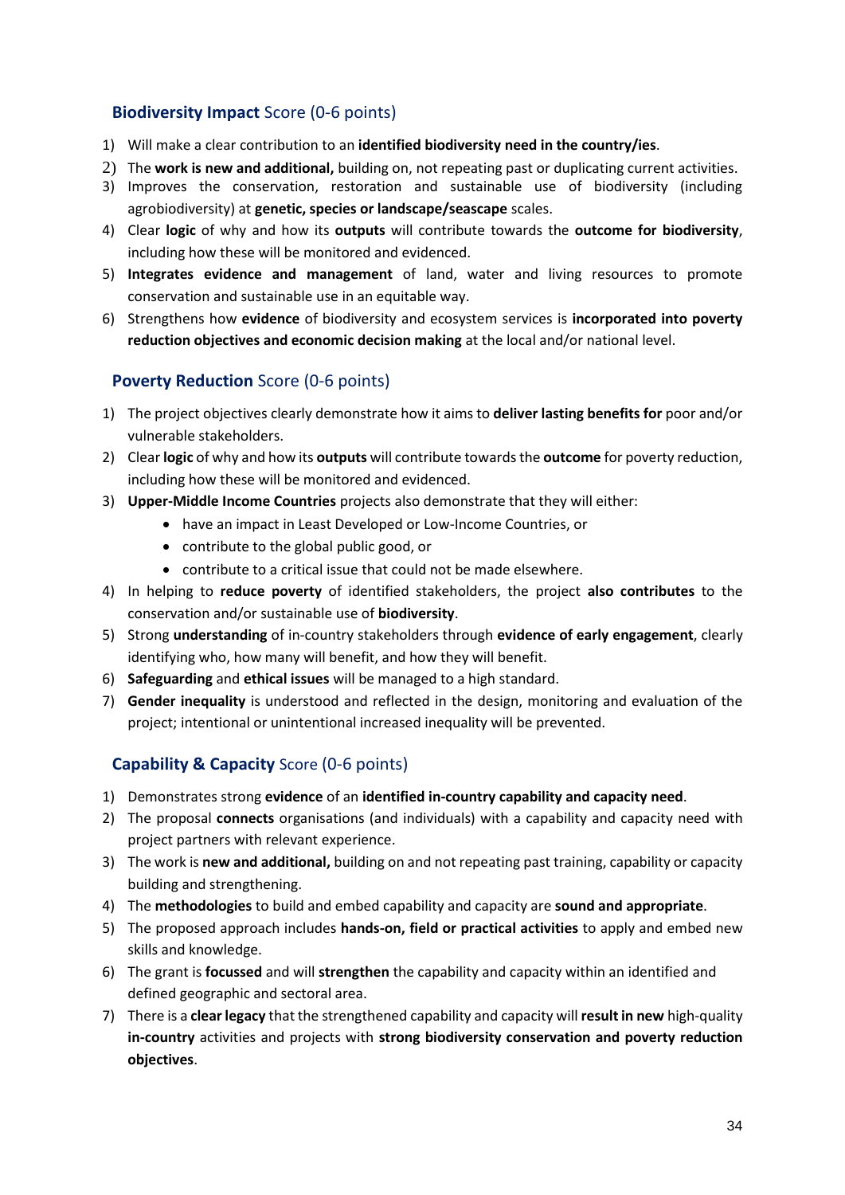### **Biodiversity Impact** Score (0-6 points)

1) Will make a clear contribution to an **identified biodiversity need in the country/ies**.
2) The **work is new and additional,** building on, not repeating past or duplicating current activities.
3) Improves the conservation, restoration and sustainable use of biodiversity (including agrobiodiversity) at **genetic, species or landscape/seascape** scales.
4) Clear **logic** of why and how its **outputs** will contribute towards the **outcome for biodiversity**, including how these will be monitored and evidenced.
5) **Integrates evidence and management** of land, water and living resources to promote conservation and sustainable use in an equitable way.
6) Strengthens how **evidence** of biodiversity and ecosystem services is **incorporated into poverty reduction objectives and economic decision making** at the local and/or national level.

### **Poverty Reduction** Score (0-6 points)

1) The project objectives clearly demonstrate how it aims to **deliver lasting benefits for** poor and/or vulnerable stakeholders.
2) Clear **logic** of why and how its **outputs** will contribute towards the **outcome** for poverty reduction, including how these will be monitored and evidenced.
3) **Upper-Middle Income Countries** projects also demonstrate that they will either:
   - have an impact in Least Developed or Low-Income Countries, or
   - contribute to the global public good, or
   - contribute to a critical issue that could not be made elsewhere.
4) In helping to **reduce poverty** of identified stakeholders, the project **also contributes** to the conservation and/or sustainable use of **biodiversity**.
5) Strong **understanding** of in-country stakeholders through **evidence of early engagement**, clearly identifying who, how many will benefit, and how they will benefit.
6) **Safeguarding** and **ethical issues** will be managed to a high standard.
7) **Gender inequality** is understood and reflected in the design, monitoring and evaluation of the project; intentional or unintentional increased inequality will be prevented.

### **Capability & Capacity** Score (0-6 points)

1) Demonstrates strong **evidence** of an **identified in-country capability and capacity need**.
2) The proposal **connects** organisations (and individuals) with a capability and capacity need with project partners with relevant experience.
3) The work is **new and additional,** building on and not repeating past training, capability or capacity building and strengthening.
4) The **methodologies** to build and embed capability and capacity are **sound and appropriate**.
5) The proposed approach includes **hands-on, field or practical activities** to apply and embed new skills and knowledge.
6) The grant is **focussed** and will **strengthen** the capability and capacity within an identified and defined geographic and sectoral area.
7) There is a **clear legacy** that the strengthened capability and capacity will **result in new** high-quality **in-country** activities and projects with **strong biodiversity conservation and poverty reduction objectives**.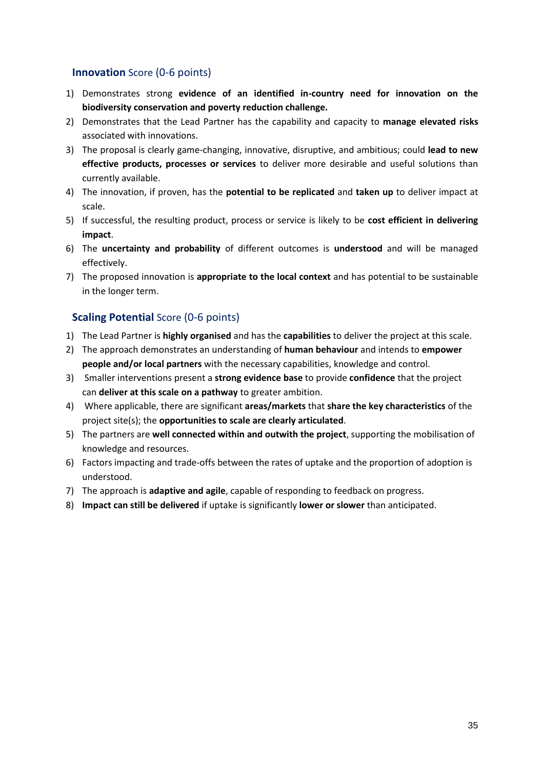### **Innovation** Score (0-6 points)

1) Demonstrates strong **evidence of an identified in-country need for innovation on the biodiversity conservation and poverty reduction challenge.**
2) Demonstrates that the Lead Partner has the capability and capacity to **manage elevated risks** associated with innovations.
3) The proposal is clearly game-changing, innovative, disruptive, and ambitious; could **lead to new effective products, processes or services** to deliver more desirable and useful solutions than currently available.
4) The innovation, if proven, has the **potential to be replicated** and **taken up** to deliver impact at scale.
5) If successful, the resulting product, process or service is likely to be **cost efficient in delivering impact**.
6) The **uncertainty and probability** of different outcomes is **understood** and will be managed effectively.
7) The proposed innovation is **appropriate to the local context** and has potential to be sustainable in the longer term.

### **Scaling Potential** Score (0-6 points)

1) The Lead Partner is **highly organised** and has the **capabilities** to deliver the project at this scale.
2) The approach demonstrates an understanding of **human behaviour** and intends to **empower people and/or local partners** with the necessary capabilities, knowledge and control.
3) Smaller interventions present a **strong evidence base** to provide **confidence** that the project can **deliver at this scale on a pathway** to greater ambition.
4) Where applicable, there are significant **areas/markets** that **share the key characteristics** of the project site(s); the **opportunities to scale are clearly articulated**.
5) The partners are **well connected within and outwith the project**, supporting the mobilisation of knowledge and resources.
6) Factors impacting and trade-offs between the rates of uptake and the proportion of adoption is understood.
7) The approach is **adaptive and agile**, capable of responding to feedback on progress.
8) **Impact can still be delivered** if uptake is significantly **lower or slower** than anticipated.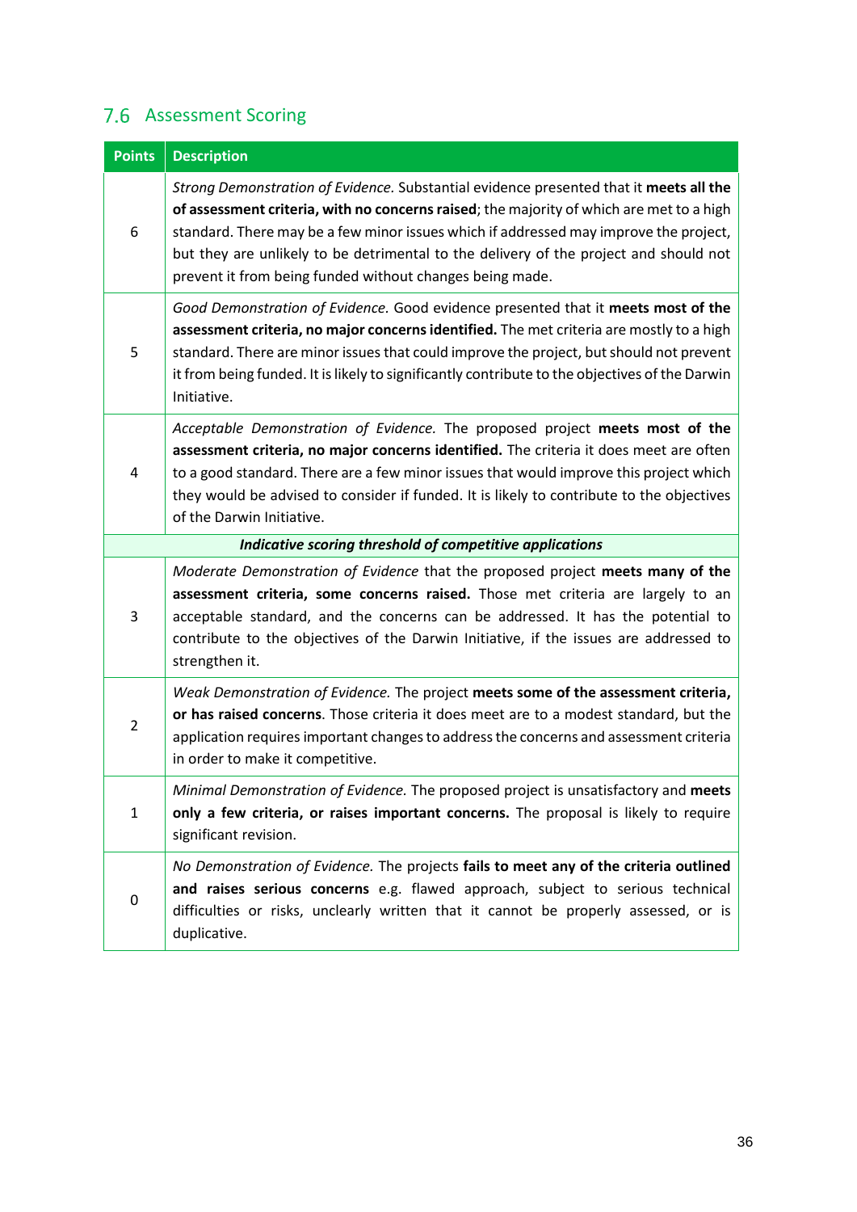## 7.6 Assessment Scoring

| Points | Description |
|---|---|
| 6 | *Strong Demonstration of Evidence.* Substantial evidence presented that it **meets all the of assessment criteria, with no concerns raised**; the majority of which are met to a high standard. There may be a few minor issues which if addressed may improve the project, but they are unlikely to be detrimental to the delivery of the project and should not prevent it from being funded without changes being made. |
| 5 | *Good Demonstration of Evidence.* Good evidence presented that it **meets most of the assessment criteria, no major concerns identified.** The met criteria are mostly to a high standard. There are minor issues that could improve the project, but should not prevent it from being funded. It is likely to significantly contribute to the objectives of the Darwin Initiative. |
| 4 | *Acceptable Demonstration of Evidence.* The proposed project **meets most of the assessment criteria, no major concerns identified.** The criteria it does meet are often to a good standard. There are a few minor issues that would improve this project which they would be advised to consider if funded. It is likely to contribute to the objectives of the Darwin Initiative. |
| ***Indicative scoring threshold of competitive applications*** | |
| 3 | *Moderate Demonstration of Evidence* that the proposed project **meets many of the assessment criteria, some concerns raised.** Those met criteria are largely to an acceptable standard, and the concerns can be addressed. It has the potential to contribute to the objectives of the Darwin Initiative, if the issues are addressed to strengthen it. |
| 2 | *Weak Demonstration of Evidence.* The project **meets some of the assessment criteria, or has raised concerns**. Those criteria it does meet are to a modest standard, but the application requires important changes to address the concerns and assessment criteria in order to make it competitive. |
| 1 | *Minimal Demonstration of Evidence.* The proposed project is unsatisfactory and **meets only a few criteria, or raises important concerns.** The proposal is likely to require significant revision. |
| 0 | *No Demonstration of Evidence.* The projects **fails to meet any of the criteria outlined and raises serious concerns** e.g. flawed approach, subject to serious technical difficulties or risks, unclearly written that it cannot be properly assessed, or is duplicative. |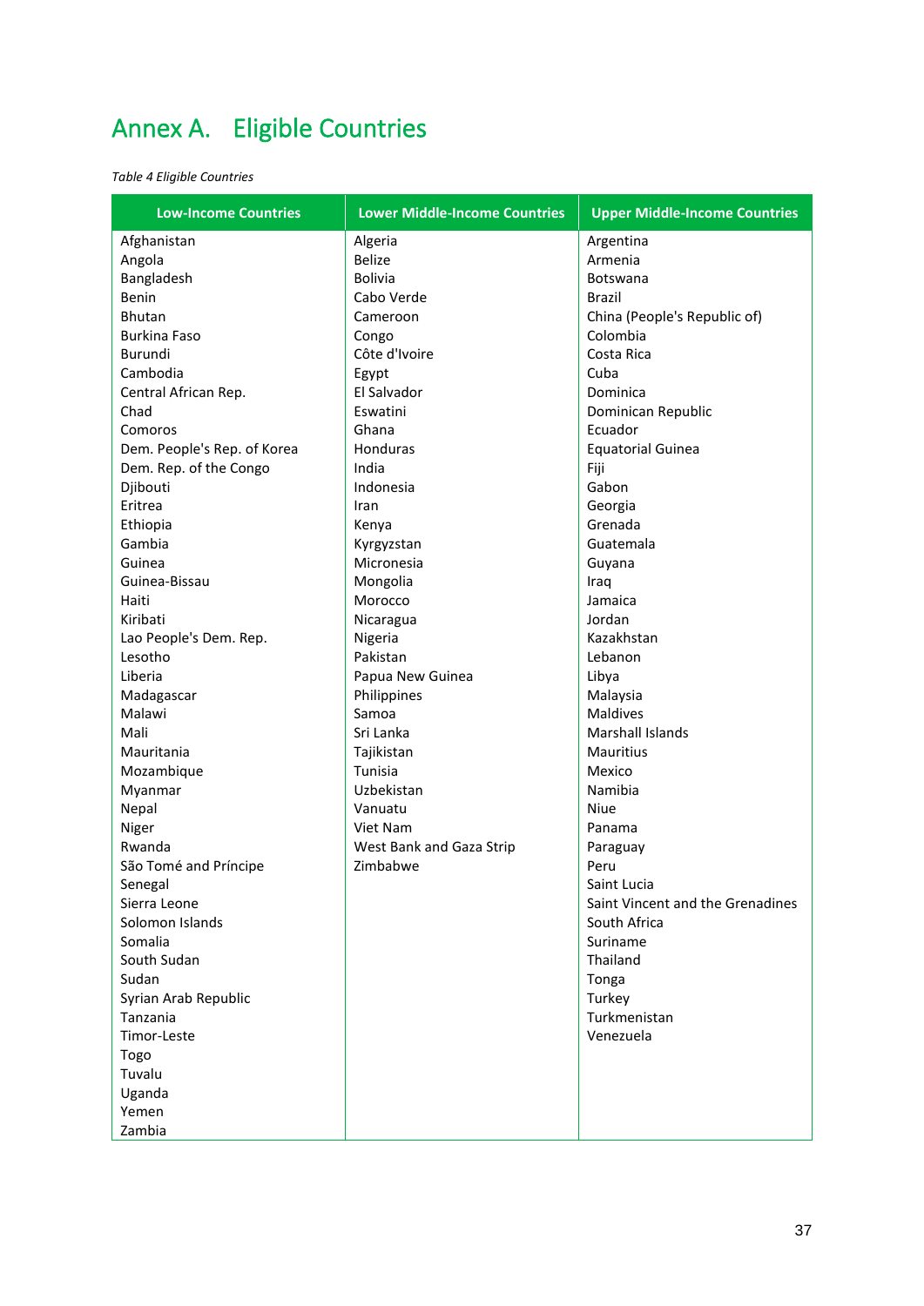# Annex A. Eligible Countries

*Table 4 Eligible Countries*

| Low-Income Countries | Lower Middle-Income Countries | Upper Middle-Income Countries |
|---|---|---|
| Afghanistan | Algeria | Argentina |
| Angola | Belize | Armenia |
| Bangladesh | Bolivia | Botswana |
| Benin | Cabo Verde | Brazil |
| Bhutan | Cameroon | China (People's Republic of) |
| Burkina Faso | Congo | Colombia |
| Burundi | Côte d'Ivoire | Costa Rica |
| Cambodia | Egypt | Cuba |
| Central African Rep. | El Salvador | Dominica |
| Chad | Eswatini | Dominican Republic |
| Comoros | Ghana | Ecuador |
| Dem. People's Rep. of Korea | Honduras | Equatorial Guinea |
| Dem. Rep. of the Congo | India | Fiji |
| Djibouti | Indonesia | Gabon |
| Eritrea | Iran | Georgia |
| Ethiopia | Kenya | Grenada |
| Gambia | Kyrgyzstan | Guatemala |
| Guinea | Micronesia | Guyana |
| Guinea-Bissau | Mongolia | Iraq |
| Haiti | Morocco | Jamaica |
| Kiribati | Nicaragua | Jordan |
| Lao People's Dem. Rep. | Nigeria | Kazakhstan |
| Lesotho | Pakistan | Lebanon |
| Liberia | Papua New Guinea | Libya |
| Madagascar | Philippines | Malaysia |
| Malawi | Samoa | Maldives |
| Mali | Sri Lanka | Marshall Islands |
| Mauritania | Tajikistan | Mauritius |
| Mozambique | Tunisia | Mexico |
| Myanmar | Uzbekistan | Namibia |
| Nepal | Vanuatu | Niue |
| Niger | Viet Nam | Panama |
| Rwanda | West Bank and Gaza Strip | Paraguay |
| São Tomé and Príncipe | Zimbabwe | Peru |
| Senegal | | Saint Lucia |
| Sierra Leone | | Saint Vincent and the Grenadines |
| Solomon Islands | | South Africa |
| Somalia | | Suriname |
| South Sudan | | Thailand |
| Sudan | | Tonga |
| Syrian Arab Republic | | Turkey |
| Tanzania | | Turkmenistan |
| Timor-Leste | | Venezuela |
| Togo | | |
| Tuvalu | | |
| Uganda | | |
| Yemen | | |
| Zambia | | |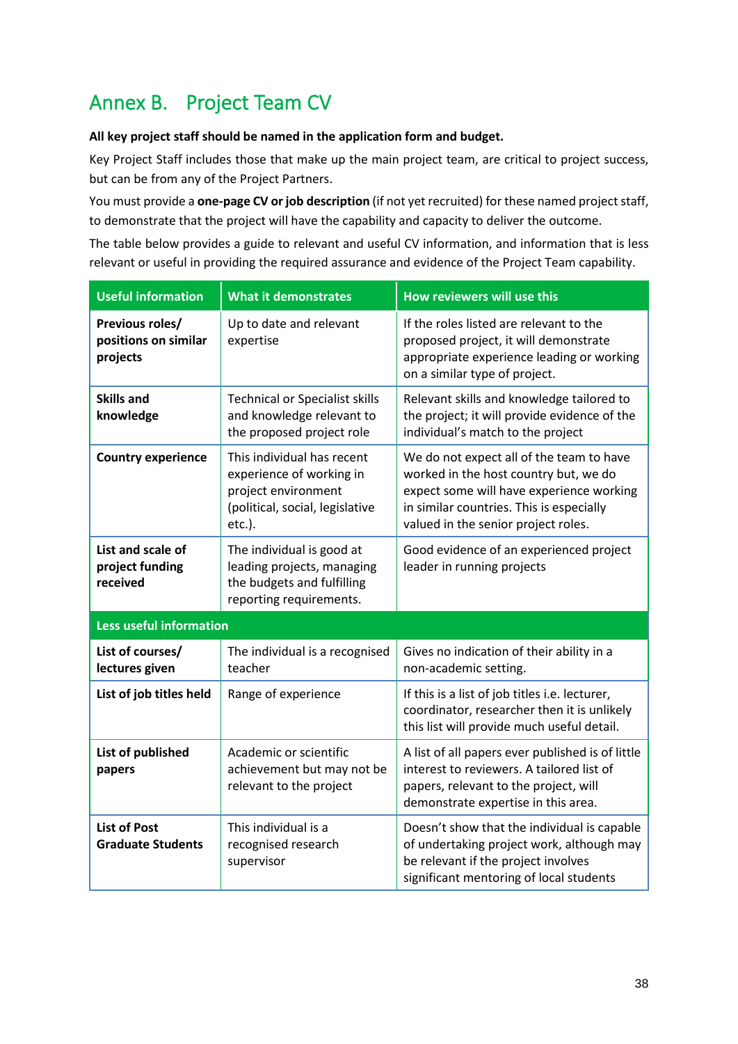# Annex B. Project Team CV

**All key project staff should be named in the application form and budget.**

Key Project Staff includes those that make up the main project team, are critical to project success, but can be from any of the Project Partners.

You must provide a **one-page CV or job description** (if not yet recruited) for these named project staff, to demonstrate that the project will have the capability and capacity to deliver the outcome.

The table below provides a guide to relevant and useful CV information, and information that is less relevant or useful in providing the required assurance and evidence of the Project Team capability.

| Useful information | What it demonstrates | How reviewers will use this |
|---|---|---|
| **Previous roles/ positions on similar projects** | Up to date and relevant expertise | If the roles listed are relevant to the proposed project, it will demonstrate appropriate experience leading or working on a similar type of project. |
| **Skills and knowledge** | Technical or Specialist skills and knowledge relevant to the proposed project role | Relevant skills and knowledge tailored to the project; it will provide evidence of the individual's match to the project |
| **Country experience** | This individual has recent experience of working in project environment (political, social, legislative etc.). | We do not expect all of the team to have worked in the host country but, we do expect some will have experience working in similar countries. This is especially valued in the senior project roles. |
| **List and scale of project funding received** | The individual is good at leading projects, managing the budgets and fulfilling reporting requirements. | Good evidence of an experienced project leader in running projects |
| **Less useful information** | | |
| **List of courses/ lectures given** | The individual is a recognised teacher | Gives no indication of their ability in a non-academic setting. |
| **List of job titles held** | Range of experience | If this is a list of job titles i.e. lecturer, coordinator, researcher then it is unlikely this list will provide much useful detail. |
| **List of published papers** | Academic or scientific achievement but may not be relevant to the project | A list of all papers ever published is of little interest to reviewers. A tailored list of papers, relevant to the project, will demonstrate expertise in this area. |
| **List of Post Graduate Students** | This individual is a recognised research supervisor | Doesn't show that the individual is capable of undertaking project work, although may be relevant if the project involves significant mentoring of local students |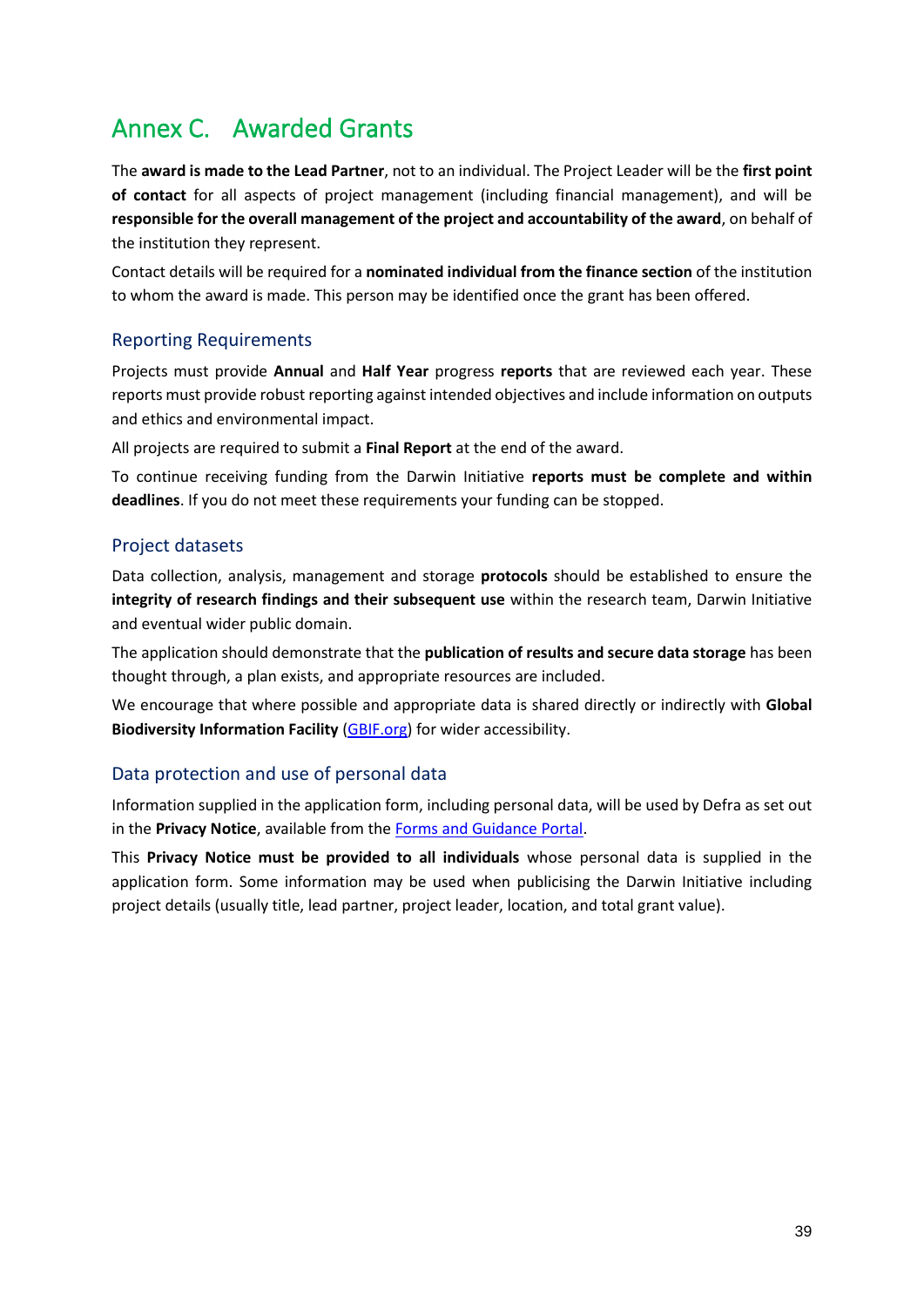# Annex C. Awarded Grants

The **award is made to the Lead Partner**, not to an individual. The Project Leader will be the **first point of contact** for all aspects of project management (including financial management), and will be **responsible for the overall management of the project and accountability of the award**, on behalf of the institution they represent.

Contact details will be required for a **nominated individual from the finance section** of the institution to whom the award is made. This person may be identified once the grant has been offered.

## Reporting Requirements

Projects must provide **Annual** and **Half Year** progress **reports** that are reviewed each year. These reports must provide robust reporting against intended objectives and include information on outputs and ethics and environmental impact.

All projects are required to submit a **Final Report** at the end of the award.

To continue receiving funding from the Darwin Initiative **reports must be complete and within deadlines**. If you do not meet these requirements your funding can be stopped.

## Project datasets

Data collection, analysis, management and storage **protocols** should be established to ensure the **integrity of research findings and their subsequent use** within the research team, Darwin Initiative and eventual wider public domain.

The application should demonstrate that the **publication of results and secure data storage** has been thought through, a plan exists, and appropriate resources are included.

We encourage that where possible and appropriate data is shared directly or indirectly with **Global Biodiversity Information Facility** ([GBIF.org](GBIF.org)) for wider accessibility.

## Data protection and use of personal data

Information supplied in the application form, including personal data, will be used by Defra as set out in the **Privacy Notice**, available from the [Forms and Guidance Portal](Forms and Guidance Portal).

This **Privacy Notice must be provided to all individuals** whose personal data is supplied in the application form. Some information may be used when publicising the Darwin Initiative including project details (usually title, lead partner, project leader, location, and total grant value).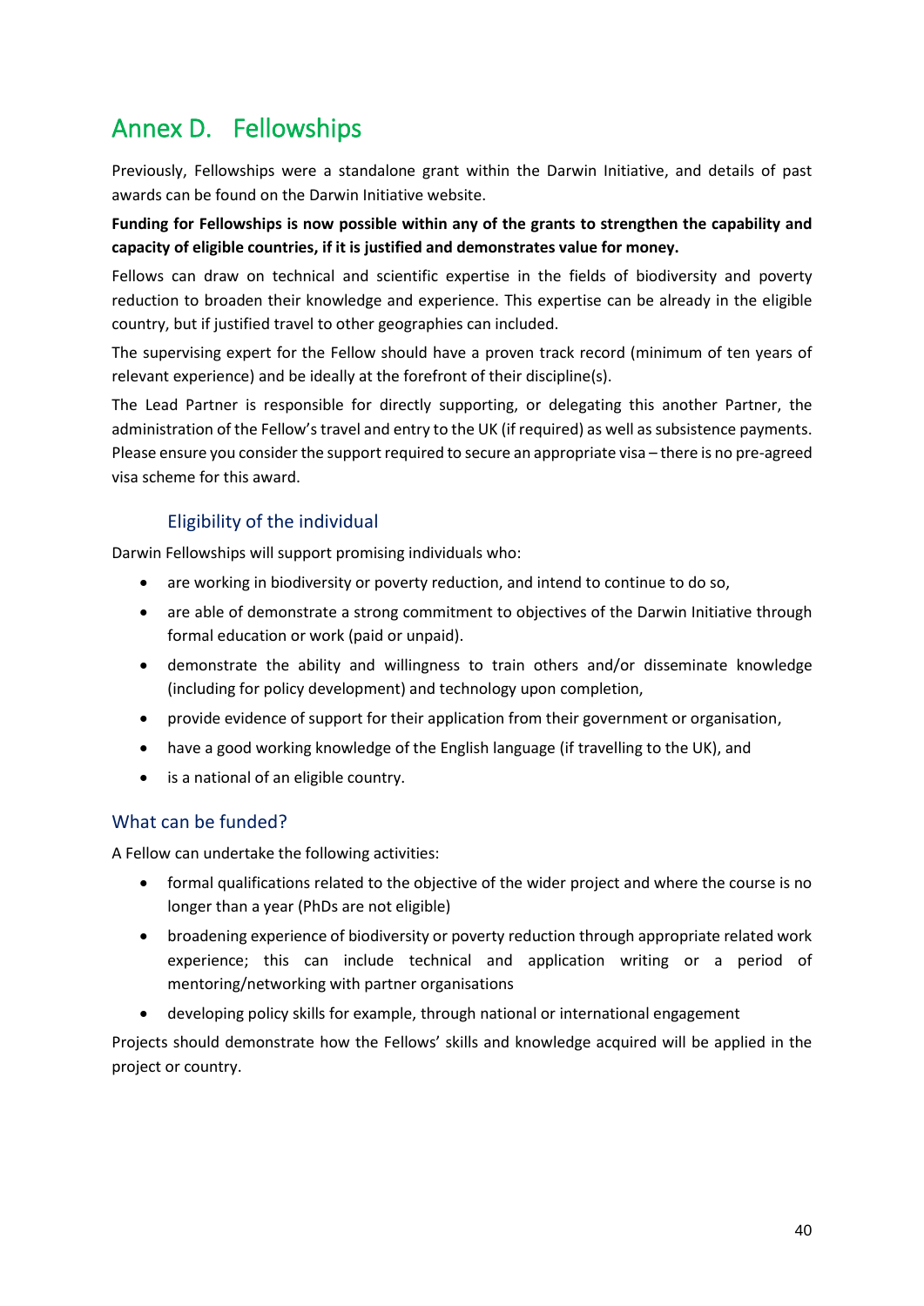# Annex D. Fellowships

Previously, Fellowships were a standalone grant within the Darwin Initiative, and details of past awards can be found on the Darwin Initiative website.

**Funding for Fellowships is now possible within any of the grants to strengthen the capability and capacity of eligible countries, if it is justified and demonstrates value for money.**

Fellows can draw on technical and scientific expertise in the fields of biodiversity and poverty reduction to broaden their knowledge and experience. This expertise can be already in the eligible country, but if justified travel to other geographies can included.

The supervising expert for the Fellow should have a proven track record (minimum of ten years of relevant experience) and be ideally at the forefront of their discipline(s).

The Lead Partner is responsible for directly supporting, or delegating this another Partner, the administration of the Fellow's travel and entry to the UK (if required) as well as subsistence payments. Please ensure you consider the support required to secure an appropriate visa – there is no pre-agreed visa scheme for this award.

### Eligibility of the individual

Darwin Fellowships will support promising individuals who:

- are working in biodiversity or poverty reduction, and intend to continue to do so,
- are able of demonstrate a strong commitment to objectives of the Darwin Initiative through formal education or work (paid or unpaid).
- demonstrate the ability and willingness to train others and/or disseminate knowledge (including for policy development) and technology upon completion,
- provide evidence of support for their application from their government or organisation,
- have a good working knowledge of the English language (if travelling to the UK), and
- is a national of an eligible country.

## What can be funded?

A Fellow can undertake the following activities:

- formal qualifications related to the objective of the wider project and where the course is no longer than a year (PhDs are not eligible)
- broadening experience of biodiversity or poverty reduction through appropriate related work experience; this can include technical and application writing or a period of mentoring/networking with partner organisations
- developing policy skills for example, through national or international engagement

Projects should demonstrate how the Fellows' skills and knowledge acquired will be applied in the project or country.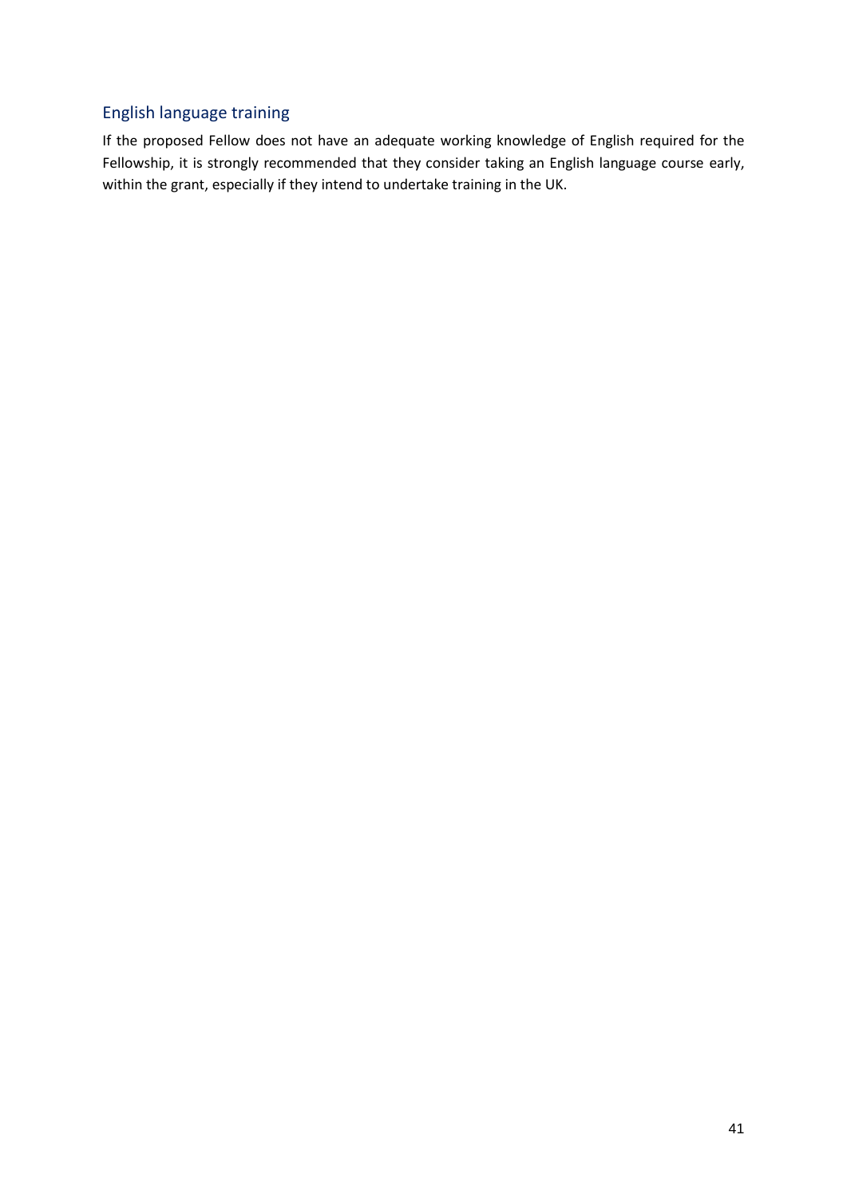## English language training

If the proposed Fellow does not have an adequate working knowledge of English required for the Fellowship, it is strongly recommended that they consider taking an English language course early, within the grant, especially if they intend to undertake training in the UK.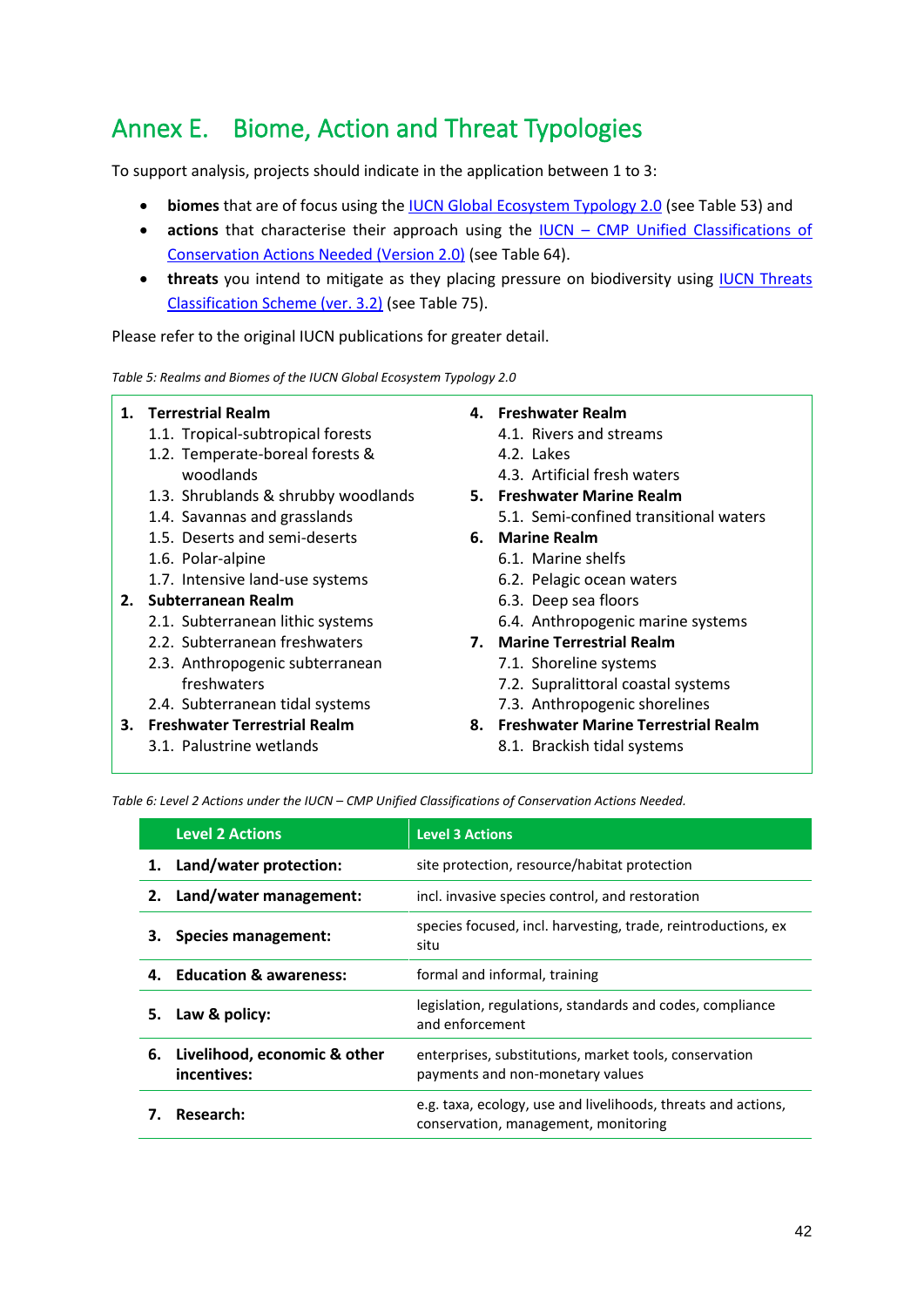# Annex E. Biome, Action and Threat Typologies

To support analysis, projects should indicate in the application between 1 to 3:

- **biomes** that are of focus using the IUCN Global Ecosystem Typology 2.0 (see Table 53) and
- **actions** that characterise their approach using the IUCN – CMP Unified Classifications of Conservation Actions Needed (Version 2.0) (see Table 64).
- **threats** you intend to mitigate as they placing pressure on biodiversity using IUCN Threats Classification Scheme (ver. 3.2) (see Table 75).

Please refer to the original IUCN publications for greater detail.

*Table 5: Realms and Biomes of the IUCN Global Ecosystem Typology 2.0*

1. **Terrestrial Realm**
   - 1.1. Tropical-subtropical forests
   - 1.2. Temperate-boreal forests & woodlands
   - 1.3. Shrublands & shrubby woodlands
   - 1.4. Savannas and grasslands
   - 1.5. Deserts and semi-deserts
   - 1.6. Polar-alpine
   - 1.7. Intensive land-use systems
2. **Subterranean Realm**
   - 2.1. Subterranean lithic systems
   - 2.2. Subterranean freshwaters
   - 2.3. Anthropogenic subterranean freshwaters
   - 2.4. Subterranean tidal systems
3. **Freshwater Terrestrial Realm**
   - 3.1. Palustrine wetlands
4. **Freshwater Realm**
   - 4.1. Rivers and streams
   - 4.2. Lakes
   - 4.3. Artificial fresh waters
5. **Freshwater Marine Realm**
   - 5.1. Semi-confined transitional waters
6. **Marine Realm**
   - 6.1. Marine shelfs
   - 6.2. Pelagic ocean waters
   - 6.3. Deep sea floors
   - 6.4. Anthropogenic marine systems
7. **Marine Terrestrial Realm**
   - 7.1. Shoreline systems
   - 7.2. Supralittoral coastal systems
   - 7.3. Anthropogenic shorelines
8. **Freshwater Marine Terrestrial Realm**
   - 8.1. Brackish tidal systems

*Table 6: Level 2 Actions under the IUCN – CMP Unified Classifications of Conservation Actions Needed.*

| Level 2 Actions | Level 3 Actions |
|---|---|
| **1. Land/water protection:** | site protection, resource/habitat protection |
| **2. Land/water management:** | incl. invasive species control, and restoration |
| **3. Species management:** | species focused, incl. harvesting, trade, reintroductions, ex situ |
| **4. Education & awareness:** | formal and informal, training |
| **5. Law & policy:** | legislation, regulations, standards and codes, compliance and enforcement |
| **6. Livelihood, economic & other incentives:** | enterprises, substitutions, market tools, conservation payments and non-monetary values |
| **7. Research:** | e.g. taxa, ecology, use and livelihoods, threats and actions, conservation, management, monitoring |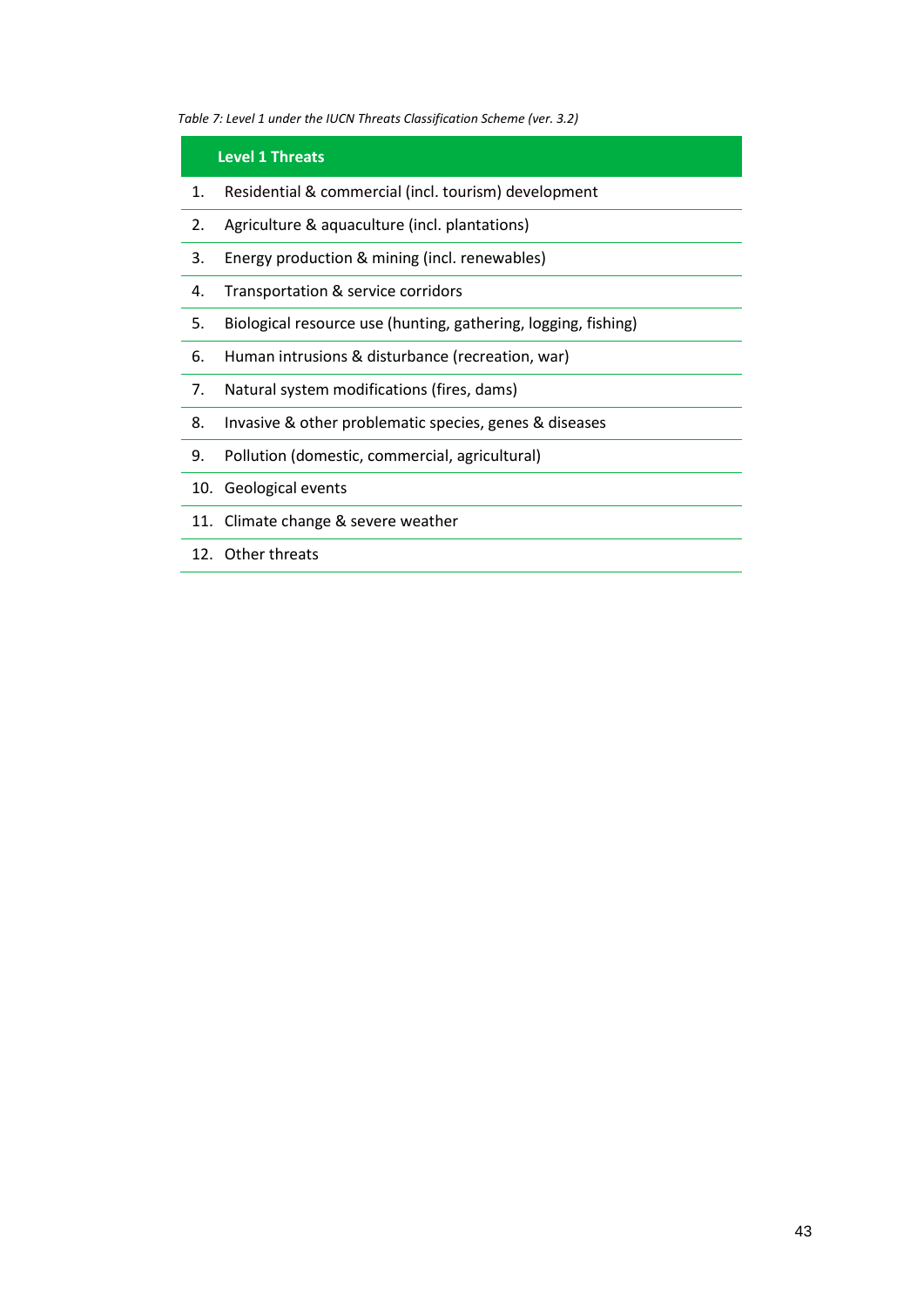*Table 7: Level 1 under the IUCN Threats Classification Scheme (ver. 3.2)*

| | Level 1 Threats |
|---|---|
| 1. | Residential & commercial (incl. tourism) development |
| 2. | Agriculture & aquaculture (incl. plantations) |
| 3. | Energy production & mining (incl. renewables) |
| 4. | Transportation & service corridors |
| 5. | Biological resource use (hunting, gathering, logging, fishing) |
| 6. | Human intrusions & disturbance (recreation, war) |
| 7. | Natural system modifications (fires, dams) |
| 8. | Invasive & other problematic species, genes & diseases |
| 9. | Pollution (domestic, commercial, agricultural) |
| 10. | Geological events |
| 11. | Climate change & severe weather |
| 12. | Other threats |